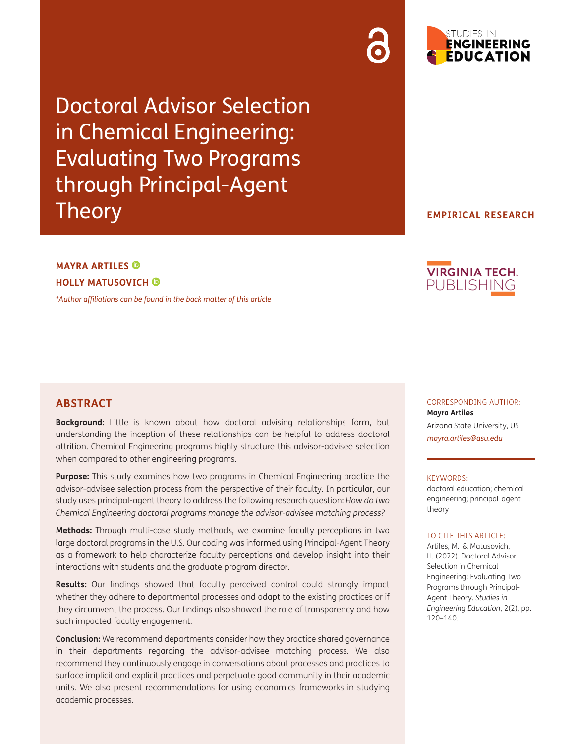# Doctoral Advisor Selection in Chemical Engineering: Evaluating Two Programs through Principal-Agent Theory

**EMPIRICAL RESEARCH**

**MAYRA ARTILES**

**HOLLY MATUSOVICH**

*\*Author affiliations can be found in the back matter of this article*

## ABSTRACT

**Background:** Little is known about how doctoral advising relationships form, but understanding the inception of these relationships can be helpful to address doctoral attrition. Chemical Engineering programs highly structure this advisor-advisee selection when compared to other engineering programs.

**Purpose:** This study examines how two programs in Chemical Engineering practice the advisor-advisee selection process from the perspective of their faculty. In particular, our study uses principal-agent theory to address the following research question: *How do two Chemical Engineering doctoral programs manage the advisor-advisee matching process?*

**Methods:** Through multi-case study methods, we examine faculty perceptions in two large doctoral programs in the U.S. Our coding was informed using Principal-Agent Theory as a framework to help characterize faculty perceptions and develop insight into their interactions with students and the graduate program director.

**Results:** Our findings showed that faculty perceived control could strongly impact whether they adhere to departmental processes and adapt to the existing practices or if they circumvent the process. Our findings also showed the role of transparency and how such impacted faculty engagement.

**Conclusion:** We recommend departments consider how they practice shared governance in their departments regarding the advisor-advisee matching process. We also recommend they continuously engage in conversations about processes and practices to surface implicit and explicit practices and perpetuate good community in their academic units. We also present recommendations for using economics frameworks in studying academic processes.

CORRESPONDING AUTHOR:

**Mayra Artiles**

Arizona State University, US

*mayra.artiles@asu.edu*

KEYWORDS:

doctoral education; chemical engineering; principal-agent theory

TO CITE THIS ARTICLE:

Artiles, M., & Matusovich, H. (2022). Doctoral Advisor Selection in Chemical Engineering: Evaluating Two Programs through Principal-Agent Theory. *Studies in Engineering Education*, 2(2), pp. 120–140.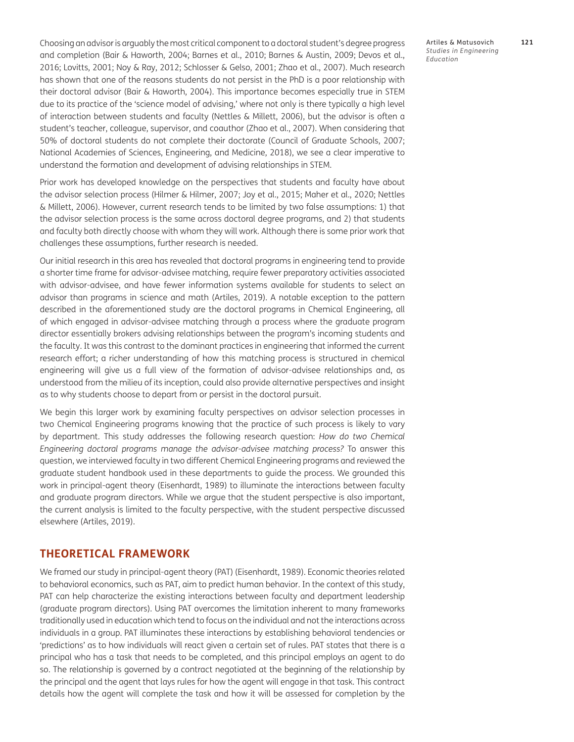Choosing an advisor is arguably the most critical component to a doctoral student's degree progress and completion (Bair & Haworth, 2004; Barnes et al., 2010; Barnes & Austin, 2009; Devos et al., 2016; Lovitts, 2001; Noy & Ray, 2012; Schlosser & Gelso, 2001; Zhao et al., 2007). Much research has shown that one of the reasons students do not persist in the PhD is a poor relationship with their doctoral advisor (Bair & Haworth, 2004). This importance becomes especially true in STEM due to its practice of the 'science model of advising,' where not only is there typically a high level of interaction between students and faculty (Nettles & Millett, 2006), but the advisor is often a student's teacher, colleague, supervisor, and coauthor (Zhao et al., 2007). When considering that 50% of doctoral students do not complete their doctorate (Council of Graduate Schools, 2007; National Academies of Sciences, Engineering, and Medicine, 2018), we see a clear imperative to understand the formation and development of advising relationships in STEM.

Prior work has developed knowledge on the perspectives that students and faculty have about the advisor selection process (Hilmer & Hilmer, 2007; Joy et al., 2015; Maher et al., 2020; Nettles & Millett, 2006). However, current research tends to be limited by two false assumptions: 1) that the advisor selection process is the same across doctoral degree programs, and 2) that students and faculty both directly choose with whom they will work. Although there is some prior work that challenges these assumptions, further research is needed.

Our initial research in this area has revealed that doctoral programs in engineering tend to provide a shorter time frame for advisor-advisee matching, require fewer preparatory activities associated with advisor-advisee, and have fewer information systems available for students to select an advisor than programs in science and math (Artiles, 2019). A notable exception to the pattern described in the aforementioned study are the doctoral programs in Chemical Engineering, all of which engaged in advisor-advisee matching through a process where the graduate program director essentially brokers advising relationships between the program's incoming students and the faculty. It was this contrast to the dominant practices in engineering that informed the current research effort; a richer understanding of how this matching process is structured in chemical engineering will give us a full view of the formation of advisor-advisee relationships and, as understood from the milieu of its inception, could also provide alternative perspectives and insight as to why students choose to depart from or persist in the doctoral pursuit.

We begin this larger work by examining faculty perspectives on advisor selection processes in two Chemical Engineering programs knowing that the practice of such process is likely to vary by department. This study addresses the following research question: *How do two Chemical Engineering doctoral programs manage the advisor-advisee matching process?* To answer this question, we interviewed faculty in two different Chemical Engineering programs and reviewed the graduate student handbook used in these departments to guide the process. We grounded this work in principal-agent theory (Eisenhardt, 1989) to illuminate the interactions between faculty and graduate program directors. While we argue that the student perspective is also important, the current analysis is limited to the faculty perspective, with the student perspective discussed elsewhere (Artiles, 2019).

## THEORETICAL FRAMEWORK

We framed our study in principal-agent theory (PAT) (Eisenhardt, 1989). Economic theories related to behavioral economics, such as PAT, aim to predict human behavior. In the context of this study, PAT can help characterize the existing interactions between faculty and department leadership (graduate program directors). Using PAT overcomes the limitation inherent to many frameworks traditionally used in education which tend to focus on the individual and not the interactions across individuals in a group. PAT illuminates these interactions by establishing behavioral tendencies or 'predictions' as to how individuals will react given a certain set of rules. PAT states that there is a principal who has a task that needs to be completed, and this principal employs an agent to do so. The relationship is governed by a contract negotiated at the beginning of the relationship by the principal and the agent that lays rules for how the agent will engage in that task. This contract details how the agent will complete the task and how it will be assessed for completion by the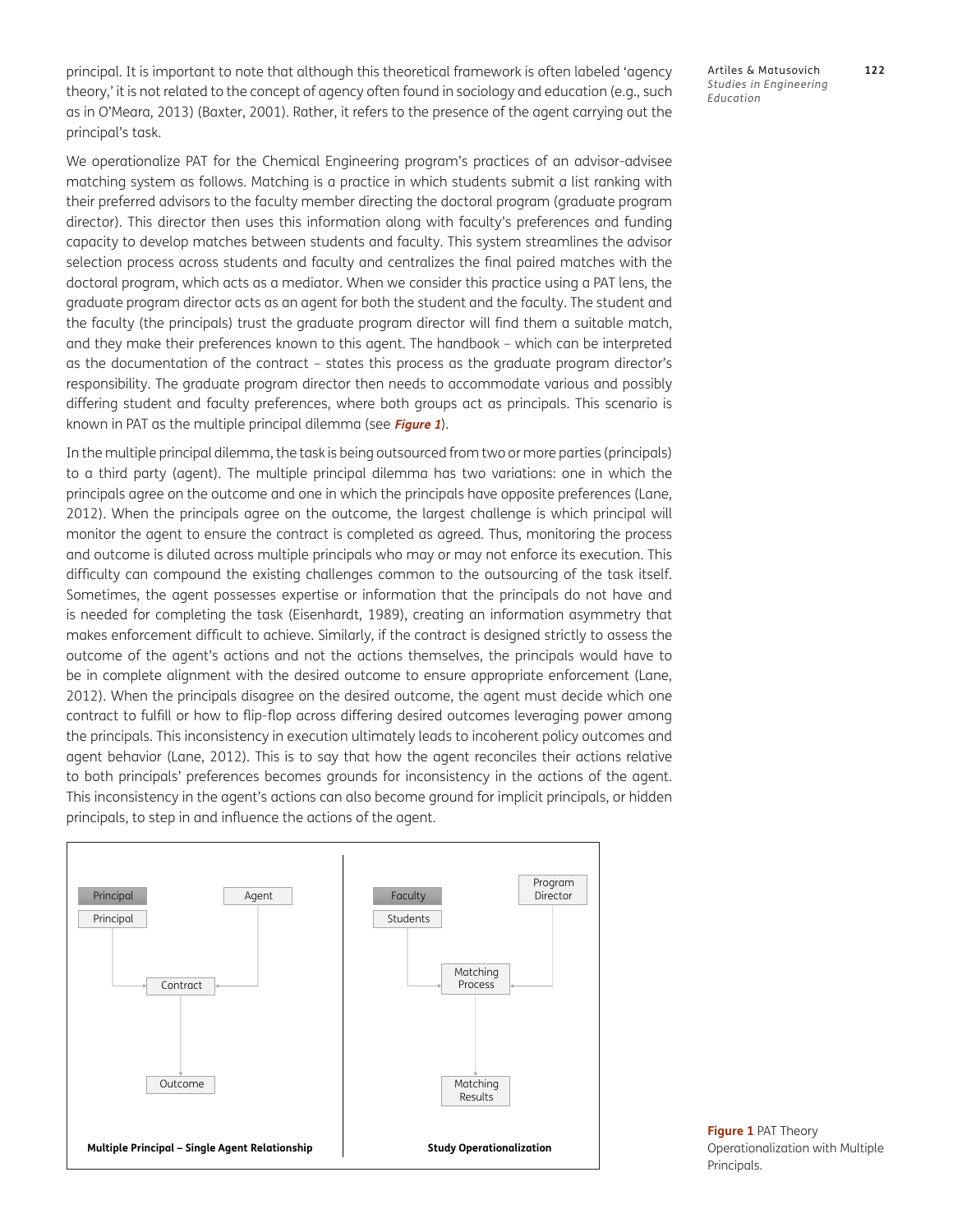principal. It is important to note that although this theoretical framework is often labeled 'agency theory,' it is not related to the concept of agency often found in sociology and education (e.g., such as in O'Meara, 2013) (Baxter, 2001). Rather, it refers to the presence of the agent carrying out the principal's task.

We operationalize PAT for the Chemical Engineering program's practices of an advisor-advisee matching system as follows. Matching is a practice in which students submit a list ranking with their preferred advisors to the faculty member directing the doctoral program (graduate program director). This director then uses this information along with faculty's preferences and funding capacity to develop matches between students and faculty. This system streamlines the advisor selection process across students and faculty and centralizes the final paired matches with the doctoral program, which acts as a mediator. When we consider this practice using a PAT lens, the graduate program director acts as an agent for both the student and the faculty. The student and the faculty (the principals) trust the graduate program director will find them a suitable match, and they make their preferences known to this agent. The handbook – which can be interpreted as the documentation of the contract – states this process as the graduate program director's responsibility. The graduate program director then needs to accommodate various and possibly differing student and faculty preferences, where both groups act as principals. This scenario is known in PAT as the multiple principal dilemma (see ***Figure 1***).

In the multiple principal dilemma, the task is being outsourced from two or more parties (principals) to a third party (agent). The multiple principal dilemma has two variations: one in which the principals agree on the outcome and one in which the principals have opposite preferences (Lane, 2012). When the principals agree on the outcome, the largest challenge is which principal will monitor the agent to ensure the contract is completed as agreed. Thus, monitoring the process and outcome is diluted across multiple principals who may or may not enforce its execution. This difficulty can compound the existing challenges common to the outsourcing of the task itself. Sometimes, the agent possesses expertise or information that the principals do not have and is needed for completing the task (Eisenhardt, 1989), creating an information asymmetry that makes enforcement difficult to achieve. Similarly, if the contract is designed strictly to assess the outcome of the agent's actions and not the actions themselves, the principals would have to be in complete alignment with the desired outcome to ensure appropriate enforcement (Lane, 2012). When the principals disagree on the desired outcome, the agent must decide which one contract to fulfill or how to flip-flop across differing desired outcomes leveraging power among the principals. This inconsistency in execution ultimately leads to incoherent policy outcomes and agent behavior (Lane, 2012). This is to say that how the agent reconciles their actions relative to both principals' preferences becomes grounds for inconsistency in the actions of the agent. This inconsistency in the agent's actions can also become ground for implicit principals, or hidden principals, to step in and influence the actions of the agent.

| Multiple Principal – Single Agent Relationship | Study Operationalization |
|---|---|
| Principal, Principal → Contract | Faculty, Students → Matching Process |
| Agent → Contract | Program Director → Matching Process |
| Contract → Outcome | Matching Process → Matching Results |

**Figure 1** PAT Theory Operationalization with Multiple Principals.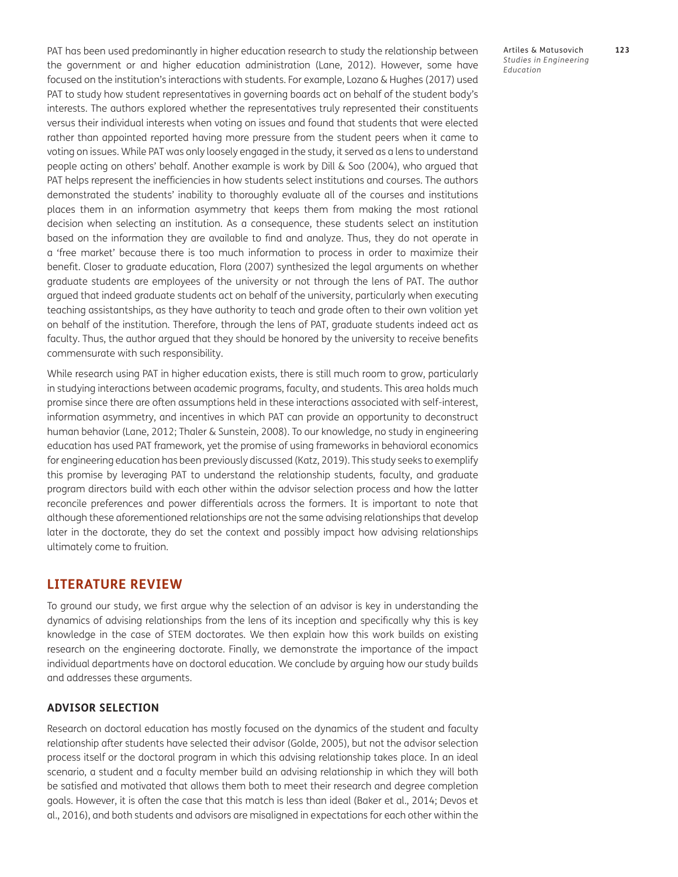PAT has been used predominantly in higher education research to study the relationship between the government or and higher education administration (Lane, 2012). However, some have focused on the institution's interactions with students. For example, Lozano & Hughes (2017) used PAT to study how student representatives in governing boards act on behalf of the student body's interests. The authors explored whether the representatives truly represented their constituents versus their individual interests when voting on issues and found that students that were elected rather than appointed reported having more pressure from the student peers when it came to voting on issues. While PAT was only loosely engaged in the study, it served as a lens to understand people acting on others' behalf. Another example is work by Dill & Soo (2004), who argued that PAT helps represent the inefficiencies in how students select institutions and courses. The authors demonstrated the students' inability to thoroughly evaluate all of the courses and institutions places them in an information asymmetry that keeps them from making the most rational decision when selecting an institution. As a consequence, these students select an institution based on the information they are available to find and analyze. Thus, they do not operate in a 'free market' because there is too much information to process in order to maximize their benefit. Closer to graduate education, Flora (2007) synthesized the legal arguments on whether graduate students are employees of the university or not through the lens of PAT. The author argued that indeed graduate students act on behalf of the university, particularly when executing teaching assistantships, as they have authority to teach and grade often to their own volition yet on behalf of the institution. Therefore, through the lens of PAT, graduate students indeed act as faculty. Thus, the author argued that they should be honored by the university to receive benefits commensurate with such responsibility.

While research using PAT in higher education exists, there is still much room to grow, particularly in studying interactions between academic programs, faculty, and students. This area holds much promise since there are often assumptions held in these interactions associated with self-interest, information asymmetry, and incentives in which PAT can provide an opportunity to deconstruct human behavior (Lane, 2012; Thaler & Sunstein, 2008). To our knowledge, no study in engineering education has used PAT framework, yet the promise of using frameworks in behavioral economics for engineering education has been previously discussed (Katz, 2019). This study seeks to exemplify this promise by leveraging PAT to understand the relationship students, faculty, and graduate program directors build with each other within the advisor selection process and how the latter reconcile preferences and power differentials across the formers. It is important to note that although these aforementioned relationships are not the same advising relationships that develop later in the doctorate, they do set the context and possibly impact how advising relationships ultimately come to fruition.

## LITERATURE REVIEW

To ground our study, we first argue why the selection of an advisor is key in understanding the dynamics of advising relationships from the lens of its inception and specifically why this is key knowledge in the case of STEM doctorates. We then explain how this work builds on existing research on the engineering doctorate. Finally, we demonstrate the importance of the impact individual departments have on doctoral education. We conclude by arguing how our study builds and addresses these arguments.

### ADVISOR SELECTION

Research on doctoral education has mostly focused on the dynamics of the student and faculty relationship after students have selected their advisor (Golde, 2005), but not the advisor selection process itself or the doctoral program in which this advising relationship takes place. In an ideal scenario, a student and a faculty member build an advising relationship in which they will both be satisfied and motivated that allows them both to meet their research and degree completion goals. However, it is often the case that this match is less than ideal (Baker et al., 2014; Devos et al., 2016), and both students and advisors are misaligned in expectations for each other within the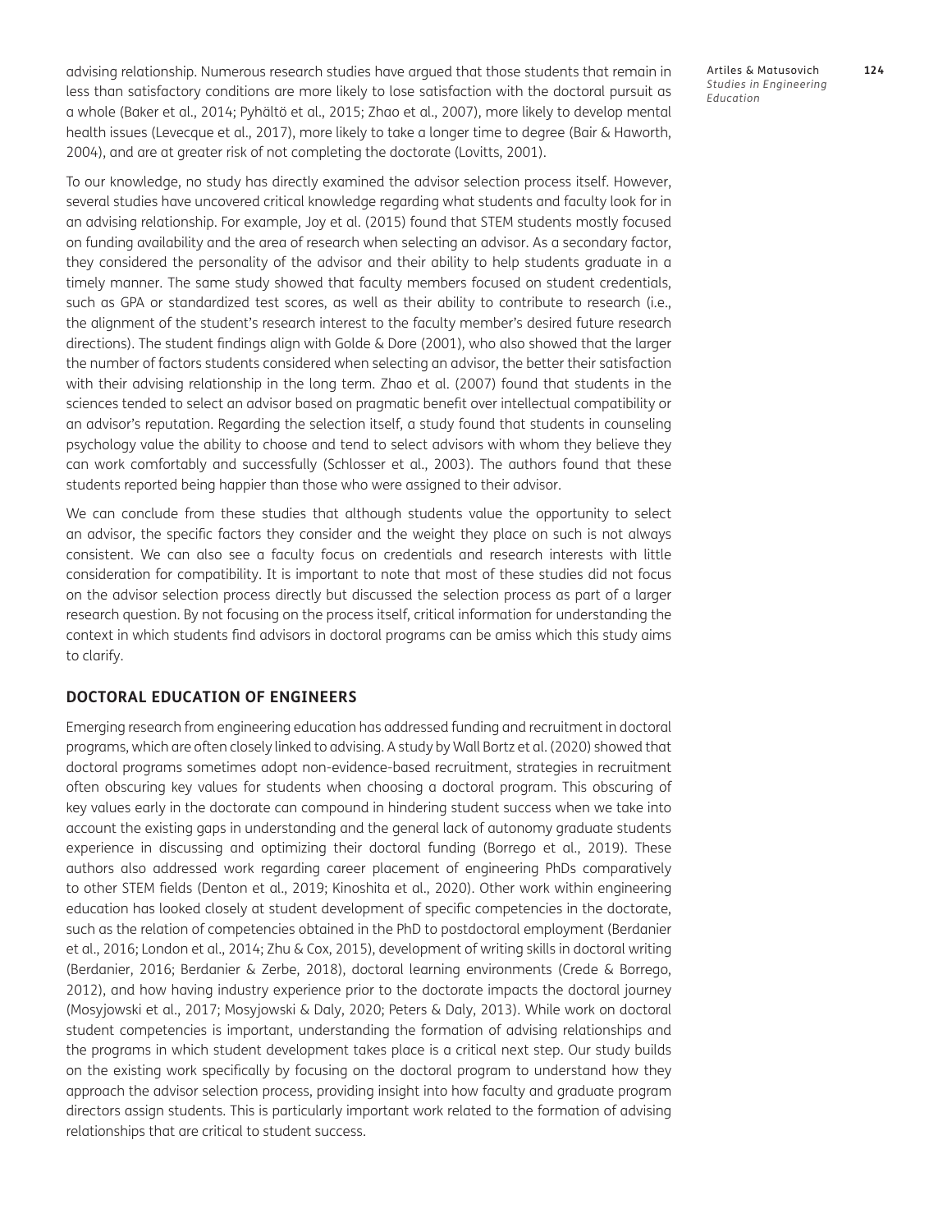advising relationship. Numerous research studies have argued that those students that remain in less than satisfactory conditions are more likely to lose satisfaction with the doctoral pursuit as a whole (Baker et al., 2014; Pyhältö et al., 2015; Zhao et al., 2007), more likely to develop mental health issues (Levecque et al., 2017), more likely to take a longer time to degree (Bair & Haworth, 2004), and are at greater risk of not completing the doctorate (Lovitts, 2001).

To our knowledge, no study has directly examined the advisor selection process itself. However, several studies have uncovered critical knowledge regarding what students and faculty look for in an advising relationship. For example, Joy et al. (2015) found that STEM students mostly focused on funding availability and the area of research when selecting an advisor. As a secondary factor, they considered the personality of the advisor and their ability to help students graduate in a timely manner. The same study showed that faculty members focused on student credentials, such as GPA or standardized test scores, as well as their ability to contribute to research (i.e., the alignment of the student's research interest to the faculty member's desired future research directions). The student findings align with Golde & Dore (2001), who also showed that the larger the number of factors students considered when selecting an advisor, the better their satisfaction with their advising relationship in the long term. Zhao et al. (2007) found that students in the sciences tended to select an advisor based on pragmatic benefit over intellectual compatibility or an advisor's reputation. Regarding the selection itself, a study found that students in counseling psychology value the ability to choose and tend to select advisors with whom they believe they can work comfortably and successfully (Schlosser et al., 2003). The authors found that these students reported being happier than those who were assigned to their advisor.

We can conclude from these studies that although students value the opportunity to select an advisor, the specific factors they consider and the weight they place on such is not always consistent. We can also see a faculty focus on credentials and research interests with little consideration for compatibility. It is important to note that most of these studies did not focus on the advisor selection process directly but discussed the selection process as part of a larger research question. By not focusing on the process itself, critical information for understanding the context in which students find advisors in doctoral programs can be amiss which this study aims to clarify.

## DOCTORAL EDUCATION OF ENGINEERS

Emerging research from engineering education has addressed funding and recruitment in doctoral programs, which are often closely linked to advising. A study by Wall Bortz et al. (2020) showed that doctoral programs sometimes adopt non-evidence-based recruitment, strategies in recruitment often obscuring key values for students when choosing a doctoral program. This obscuring of key values early in the doctorate can compound in hindering student success when we take into account the existing gaps in understanding and the general lack of autonomy graduate students experience in discussing and optimizing their doctoral funding (Borrego et al., 2019). These authors also addressed work regarding career placement of engineering PhDs comparatively to other STEM fields (Denton et al., 2019; Kinoshita et al., 2020). Other work within engineering education has looked closely at student development of specific competencies in the doctorate, such as the relation of competencies obtained in the PhD to postdoctoral employment (Berdanier et al., 2016; London et al., 2014; Zhu & Cox, 2015), development of writing skills in doctoral writing (Berdanier, 2016; Berdanier & Zerbe, 2018), doctoral learning environments (Crede & Borrego, 2012), and how having industry experience prior to the doctorate impacts the doctoral journey (Mosyjowski et al., 2017; Mosyjowski & Daly, 2020; Peters & Daly, 2013). While work on doctoral student competencies is important, understanding the formation of advising relationships and the programs in which student development takes place is a critical next step. Our study builds on the existing work specifically by focusing on the doctoral program to understand how they approach the advisor selection process, providing insight into how faculty and graduate program directors assign students. This is particularly important work related to the formation of advising relationships that are critical to student success.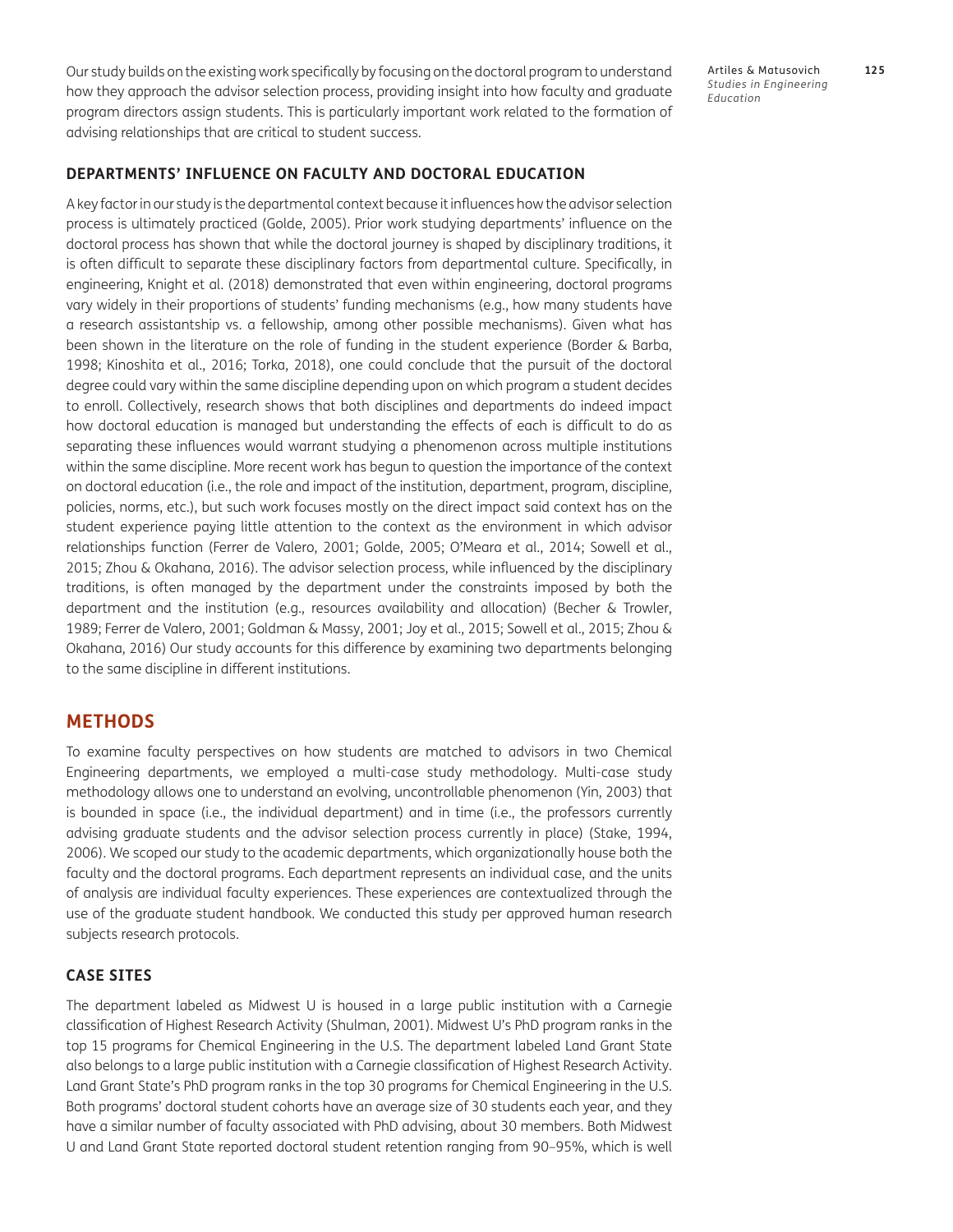Our study builds on the existing work specifically by focusing on the doctoral program to understand how they approach the advisor selection process, providing insight into how faculty and graduate program directors assign students. This is particularly important work related to the formation of advising relationships that are critical to student success.

### DEPARTMENTS' INFLUENCE ON FACULTY AND DOCTORAL EDUCATION

A key factor in our study is the departmental context because it influences how the advisor selection process is ultimately practiced (Golde, 2005). Prior work studying departments' influence on the doctoral process has shown that while the doctoral journey is shaped by disciplinary traditions, it is often difficult to separate these disciplinary factors from departmental culture. Specifically, in engineering, Knight et al. (2018) demonstrated that even within engineering, doctoral programs vary widely in their proportions of students' funding mechanisms (e.g., how many students have a research assistantship vs. a fellowship, among other possible mechanisms). Given what has been shown in the literature on the role of funding in the student experience (Border & Barba, 1998; Kinoshita et al., 2016; Torka, 2018), one could conclude that the pursuit of the doctoral degree could vary within the same discipline depending upon on which program a student decides to enroll. Collectively, research shows that both disciplines and departments do indeed impact how doctoral education is managed but understanding the effects of each is difficult to do as separating these influences would warrant studying a phenomenon across multiple institutions within the same discipline. More recent work has begun to question the importance of the context on doctoral education (i.e., the role and impact of the institution, department, program, discipline, policies, norms, etc.), but such work focuses mostly on the direct impact said context has on the student experience paying little attention to the context as the environment in which advisor relationships function (Ferrer de Valero, 2001; Golde, 2005; O'Meara et al., 2014; Sowell et al., 2015; Zhou & Okahana, 2016). The advisor selection process, while influenced by the disciplinary traditions, is often managed by the department under the constraints imposed by both the department and the institution (e.g., resources availability and allocation) (Becher & Trowler, 1989; Ferrer de Valero, 2001; Goldman & Massy, 2001; Joy et al., 2015; Sowell et al., 2015; Zhou & Okahana, 2016) Our study accounts for this difference by examining two departments belonging to the same discipline in different institutions.

## METHODS

To examine faculty perspectives on how students are matched to advisors in two Chemical Engineering departments, we employed a multi-case study methodology. Multi-case study methodology allows one to understand an evolving, uncontrollable phenomenon (Yin, 2003) that is bounded in space (i.e., the individual department) and in time (i.e., the professors currently advising graduate students and the advisor selection process currently in place) (Stake, 1994, 2006). We scoped our study to the academic departments, which organizationally house both the faculty and the doctoral programs. Each department represents an individual case, and the units of analysis are individual faculty experiences. These experiences are contextualized through the use of the graduate student handbook. We conducted this study per approved human research subjects research protocols.

### CASE SITES

The department labeled as Midwest U is housed in a large public institution with a Carnegie classification of Highest Research Activity (Shulman, 2001). Midwest U's PhD program ranks in the top 15 programs for Chemical Engineering in the U.S. The department labeled Land Grant State also belongs to a large public institution with a Carnegie classification of Highest Research Activity. Land Grant State's PhD program ranks in the top 30 programs for Chemical Engineering in the U.S. Both programs' doctoral student cohorts have an average size of 30 students each year, and they have a similar number of faculty associated with PhD advising, about 30 members. Both Midwest U and Land Grant State reported doctoral student retention ranging from 90–95%, which is well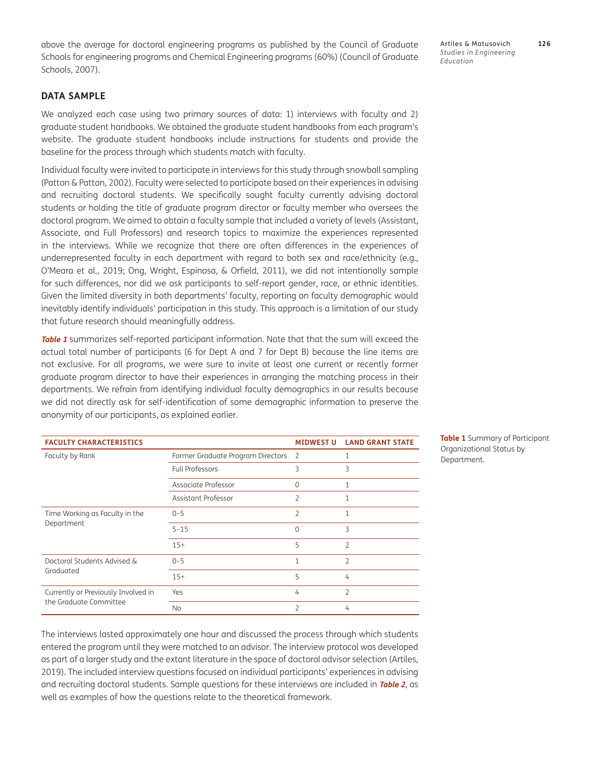above the average for doctoral engineering programs as published by the Council of Graduate Schools for engineering programs and Chemical Engineering programs (60%) (Council of Graduate Schools, 2007).

## DATA SAMPLE

We analyzed each case using two primary sources of data: 1) interviews with faculty and 2) graduate student handbooks. We obtained the graduate student handbooks from each program's website. The graduate student handbooks include instructions for students and provide the baseline for the process through which students match with faculty.

Individual faculty were invited to participate in interviews for this study through snowball sampling (Patton & Patton, 2002). Faculty were selected to participate based on their experiences in advising and recruiting doctoral students. We specifically sought faculty currently advising doctoral students or holding the title of graduate program director or faculty member who oversees the doctoral program. We aimed to obtain a faculty sample that included a variety of levels (Assistant, Associate, and Full Professors) and research topics to maximize the experiences represented in the interviews. While we recognize that there are often differences in the experiences of underrepresented faculty in each department with regard to both sex and race/ethnicity (e.g., O'Meara et al., 2019; Ong, Wright, Espinosa, & Orfield, 2011), we did not intentionally sample for such differences, nor did we ask participants to self-report gender, race, or ethnic identities. Given the limited diversity in both departments' faculty, reporting on faculty demographic would inevitably identify individuals' participation in this study. This approach is a limitation of our study that future research should meaningfully address.

**Table 1** summarizes self-reported participant information. Note that that the sum will exceed the actual total number of participants (6 for Dept A and 7 for Dept B) because the line items are not exclusive. For all programs, we were sure to invite at least one current or recently former graduate program director to have their experiences in arranging the matching process in their departments. We refrain from identifying individual faculty demographics in our results because we did not directly ask for self-identification of some demographic information to preserve the anonymity of our participants, as explained earlier.

| FACULTY CHARACTERISTICS | | MIDWEST U | LAND GRANT STATE |
|---|---|---|---|
| Faculty by Rank | Former Graduate Program Directors | 2 | 1 |
| | Full Professors | 3 | 3 |
| | Associate Professor | 0 | 1 |
| | Assistant Professor | 2 | 1 |
| Time Working as Faculty in the Department | 0–5 | 2 | 1 |
| | 5–15 | 0 | 3 |
| | 15+ | 5 | 2 |
| Doctoral Students Advised & Graduated | 0–5 | 1 | 2 |
| | 15+ | 5 | 4 |
| Currently or Previously Involved in the Graduate Committee | Yes | 4 | 2 |
| | No | 2 | 4 |

**Table 1** Summary of Participant Organizational Status by Department.

The interviews lasted approximately one hour and discussed the process through which students entered the program until they were matched to an advisor. The interview protocol was developed as part of a larger study and the extant literature in the space of doctoral advisor selection (Artiles, 2019). The included interview questions focused on individual participants' experiences in advising and recruiting doctoral students. Sample questions for these interviews are included in **Table 2**, as well as examples of how the questions relate to the theoretical framework.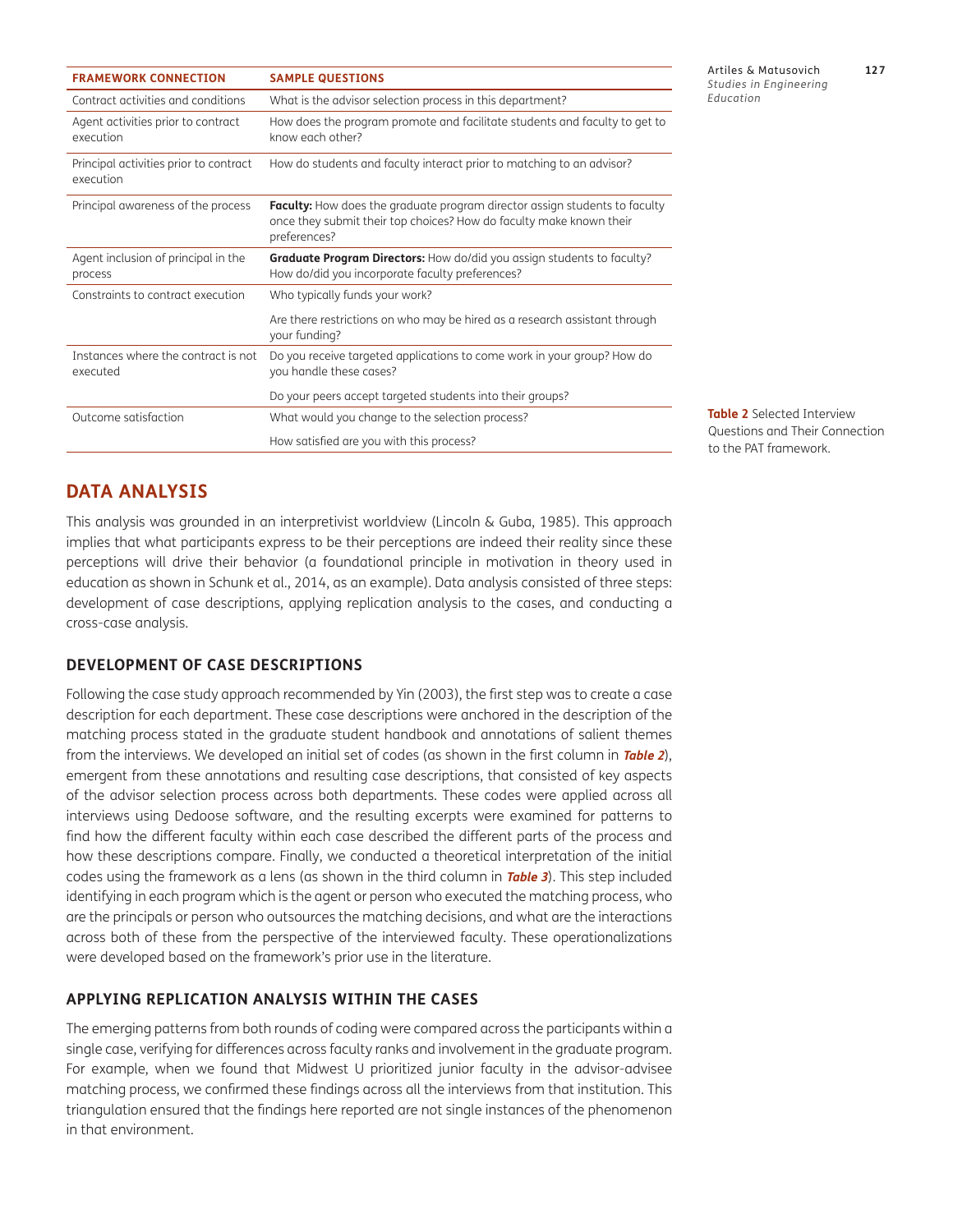| FRAMEWORK CONNECTION | SAMPLE QUESTIONS |
|---|---|
| Contract activities and conditions | What is the advisor selection process in this department? |
| Agent activities prior to contract execution | How does the program promote and facilitate students and faculty to get to know each other? |
| Principal activities prior to contract execution | How do students and faculty interact prior to matching to an advisor? |
| Principal awareness of the process | **Faculty:** How does the graduate program director assign students to faculty once they submit their top choices? How do faculty make known their preferences? |
| Agent inclusion of principal in the process | **Graduate Program Directors:** How do/did you assign students to faculty? How do/did you incorporate faculty preferences? |
| Constraints to contract execution | Who typically funds your work? |
| | Are there restrictions on who may be hired as a research assistant through your funding? |
| Instances where the contract is not executed | Do you receive targeted applications to come work in your group? How do you handle these cases? |
| | Do your peers accept targeted students into their groups? |
| Outcome satisfaction | What would you change to the selection process? |
| | How satisfied are you with this process? |

**Table 2** Selected Interview Questions and Their Connection to the PAT framework.

## DATA ANALYSIS

This analysis was grounded in an interpretivist worldview (Lincoln & Guba, 1985). This approach implies that what participants express to be their perceptions are indeed their reality since these perceptions will drive their behavior (a foundational principle in motivation in theory used in education as shown in Schunk et al., 2014, as an example). Data analysis consisted of three steps: development of case descriptions, applying replication analysis to the cases, and conducting a cross-case analysis.

### DEVELOPMENT OF CASE DESCRIPTIONS

Following the case study approach recommended by Yin (2003), the first step was to create a case description for each department. These case descriptions were anchored in the description of the matching process stated in the graduate student handbook and annotations of salient themes from the interviews. We developed an initial set of codes (as shown in the first column in ***Table 2***), emergent from these annotations and resulting case descriptions, that consisted of key aspects of the advisor selection process across both departments. These codes were applied across all interviews using Dedoose software, and the resulting excerpts were examined for patterns to find how the different faculty within each case described the different parts of the process and how these descriptions compare. Finally, we conducted a theoretical interpretation of the initial codes using the framework as a lens (as shown in the third column in ***Table 3***). This step included identifying in each program which is the agent or person who executed the matching process, who are the principals or person who outsources the matching decisions, and what are the interactions across both of these from the perspective of the interviewed faculty. These operationalizations were developed based on the framework's prior use in the literature.

### APPLYING REPLICATION ANALYSIS WITHIN THE CASES

The emerging patterns from both rounds of coding were compared across the participants within a single case, verifying for differences across faculty ranks and involvement in the graduate program. For example, when we found that Midwest U prioritized junior faculty in the advisor-advisee matching process, we confirmed these findings across all the interviews from that institution. This triangulation ensured that the findings here reported are not single instances of the phenomenon in that environment.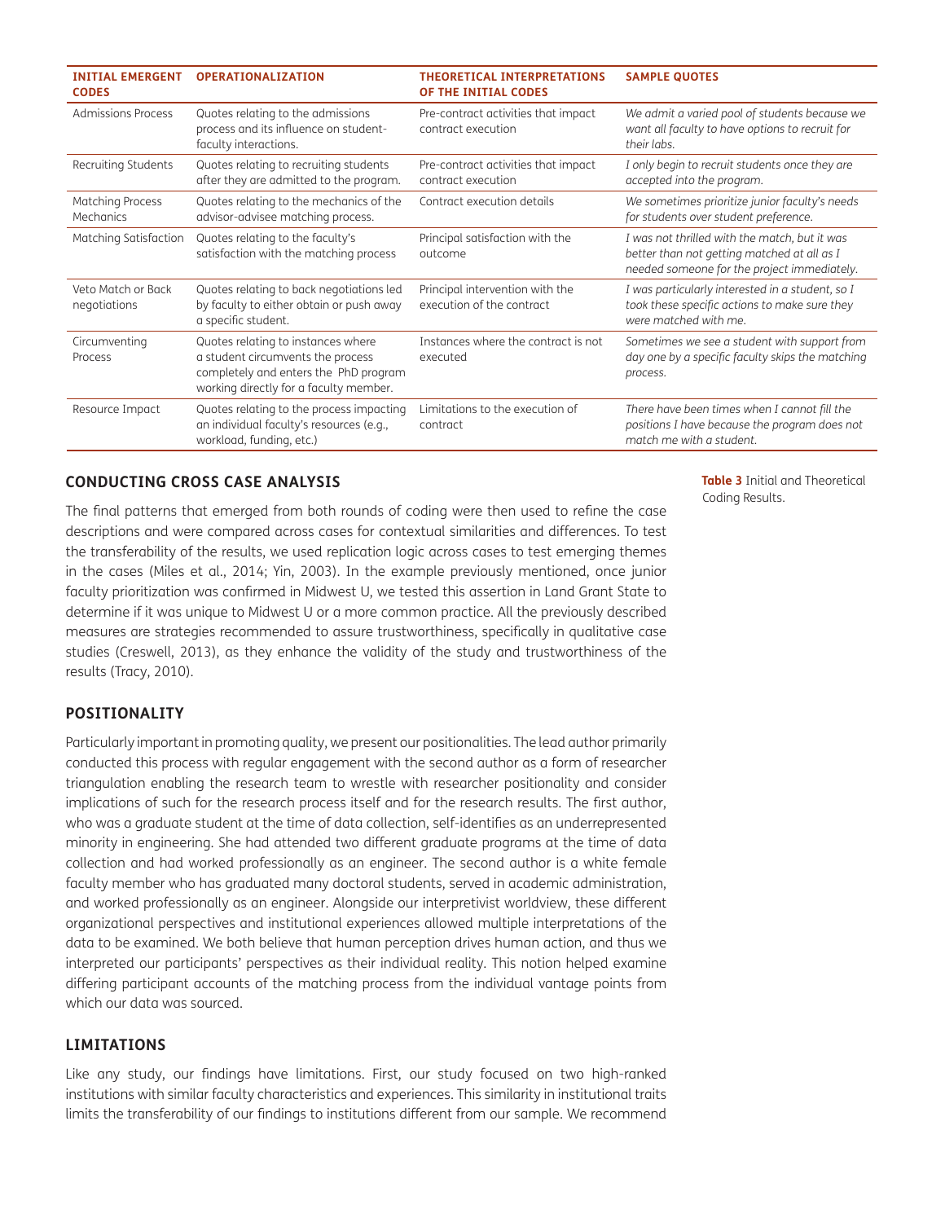| INITIAL EMERGENT CODES | OPERATIONALIZATION | THEORETICAL INTERPRETATIONS OF THE INITIAL CODES | SAMPLE QUOTES |
|---|---|---|---|
| Admissions Process | Quotes relating to the admissions process and its influence on student-faculty interactions. | Pre-contract activities that impact contract execution | *We admit a varied pool of students because we want all faculty to have options to recruit for their labs.* |
| Recruiting Students | Quotes relating to recruiting students after they are admitted to the program. | Pre-contract activities that impact contract execution | *I only begin to recruit students once they are accepted into the program.* |
| Matching Process Mechanics | Quotes relating to the mechanics of the advisor-advisee matching process. | Contract execution details | *We sometimes prioritize junior faculty's needs for students over student preference.* |
| Matching Satisfaction | Quotes relating to the faculty's satisfaction with the matching process | Principal satisfaction with the outcome | *I was not thrilled with the match, but it was better than not getting matched at all as I needed someone for the project immediately.* |
| Veto Match or Back negotiations | Quotes relating to back negotiations led by faculty to either obtain or push away a specific student. | Principal intervention with the execution of the contract | *I was particularly interested in a student, so I took these specific actions to make sure they were matched with me.* |
| Circumventing Process | Quotes relating to instances where a student circumvents the process completely and enters the PhD program working directly for a faculty member. | Instances where the contract is not executed | *Sometimes we see a student with support from day one by a specific faculty skips the matching process.* |
| Resource Impact | Quotes relating to the process impacting an individual faculty's resources (e.g., workload, funding, etc.) | Limitations to the execution of contract | *There have been times when I cannot fill the positions I have because the program does not match me with a student.* |

**Table 3** Initial and Theoretical Coding Results.

## CONDUCTING CROSS CASE ANALYSIS

The final patterns that emerged from both rounds of coding were then used to refine the case descriptions and were compared across cases for contextual similarities and differences. To test the transferability of the results, we used replication logic across cases to test emerging themes in the cases (Miles et al., 2014; Yin, 2003). In the example previously mentioned, once junior faculty prioritization was confirmed in Midwest U, we tested this assertion in Land Grant State to determine if it was unique to Midwest U or a more common practice. All the previously described measures are strategies recommended to assure trustworthiness, specifically in qualitative case studies (Creswell, 2013), as they enhance the validity of the study and trustworthiness of the results (Tracy, 2010).

## POSITIONALITY

Particularly important in promoting quality, we present our positionalities. The lead author primarily conducted this process with regular engagement with the second author as a form of researcher triangulation enabling the research team to wrestle with researcher positionality and consider implications of such for the research process itself and for the research results. The first author, who was a graduate student at the time of data collection, self-identifies as an underrepresented minority in engineering. She had attended two different graduate programs at the time of data collection and had worked professionally as an engineer. The second author is a white female faculty member who has graduated many doctoral students, served in academic administration, and worked professionally as an engineer. Alongside our interpretivist worldview, these different organizational perspectives and institutional experiences allowed multiple interpretations of the data to be examined. We both believe that human perception drives human action, and thus we interpreted our participants' perspectives as their individual reality. This notion helped examine differing participant accounts of the matching process from the individual vantage points from which our data was sourced.

## LIMITATIONS

Like any study, our findings have limitations. First, our study focused on two high-ranked institutions with similar faculty characteristics and experiences. This similarity in institutional traits limits the transferability of our findings to institutions different from our sample. We recommend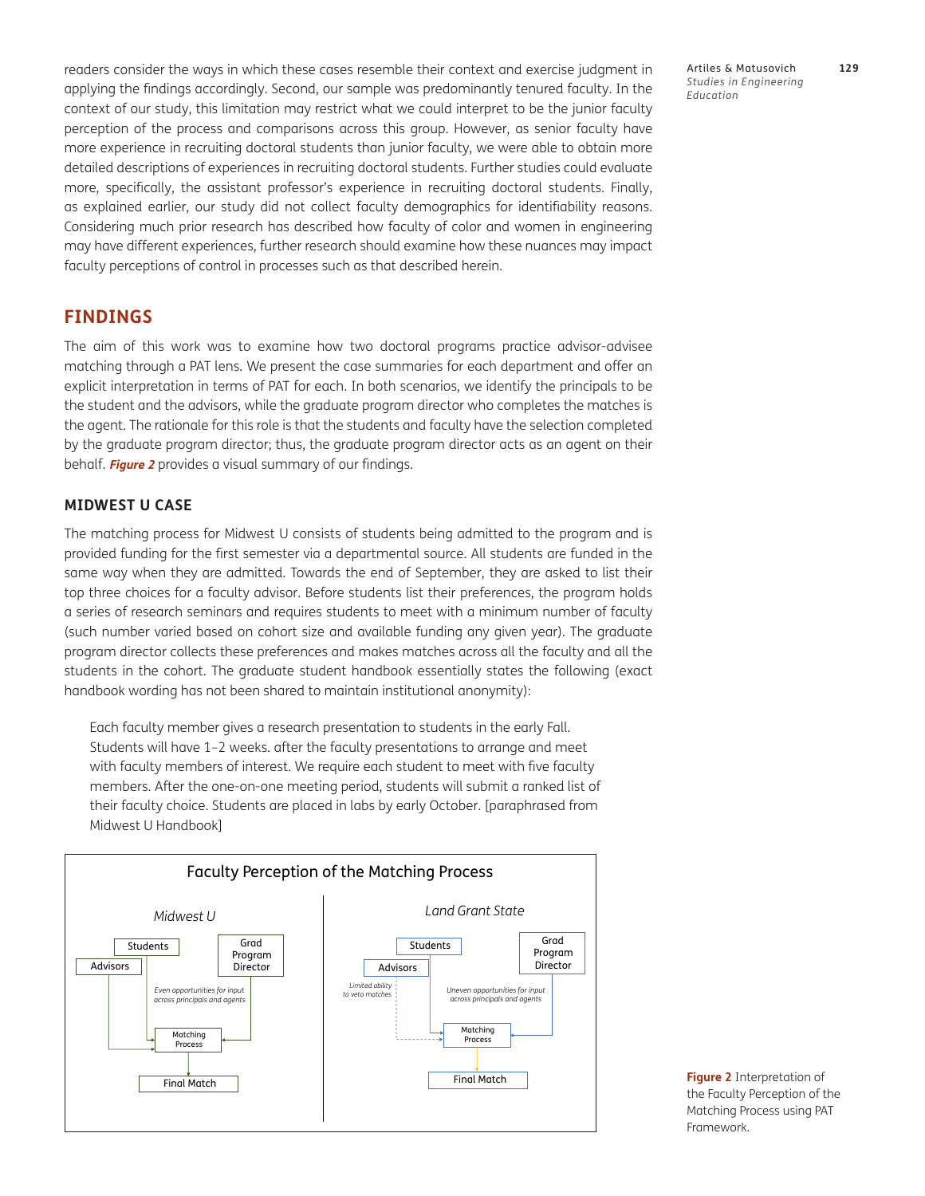readers consider the ways in which these cases resemble their context and exercise judgment in applying the findings accordingly. Second, our sample was predominantly tenured faculty. In the context of our study, this limitation may restrict what we could interpret to be the junior faculty perception of the process and comparisons across this group. However, as senior faculty have more experience in recruiting doctoral students than junior faculty, we were able to obtain more detailed descriptions of experiences in recruiting doctoral students. Further studies could evaluate more, specifically, the assistant professor's experience in recruiting doctoral students. Finally, as explained earlier, our study did not collect faculty demographics for identifiability reasons. Considering much prior research has described how faculty of color and women in engineering may have different experiences, further research should examine how these nuances may impact faculty perceptions of control in processes such as that described herein.

## FINDINGS

The aim of this work was to examine how two doctoral programs practice advisor-advisee matching through a PAT lens. We present the case summaries for each department and offer an explicit interpretation in terms of PAT for each. In both scenarios, we identify the principals to be the student and the advisors, while the graduate program director who completes the matches is the agent. The rationale for this role is that the students and faculty have the selection completed by the graduate program director; thus, the graduate program director acts as an agent on their behalf. ***Figure 2*** provides a visual summary of our findings.

### MIDWEST U CASE

The matching process for Midwest U consists of students being admitted to the program and is provided funding for the first semester via a departmental source. All students are funded in the same way when they are admitted. Towards the end of September, they are asked to list their top three choices for a faculty advisor. Before students list their preferences, the program holds a series of research seminars and requires students to meet with a minimum number of faculty (such number varied based on cohort size and available funding any given year). The graduate program director collects these preferences and makes matches across all the faculty and all the students in the cohort. The graduate student handbook essentially states the following (exact handbook wording has not been shared to maintain institutional anonymity):

> Each faculty member gives a research presentation to students in the early Fall. Students will have 1–2 weeks. after the faculty presentations to arrange and meet with faculty members of interest. We require each student to meet with five faculty members. After the one-on-one meeting period, students will submit a ranked list of their faculty choice. Students are placed in labs by early October. [paraphrased from Midwest U Handbook]

**Figure 2** Interpretation of the Faculty Perception of the Matching Process using PAT Framework.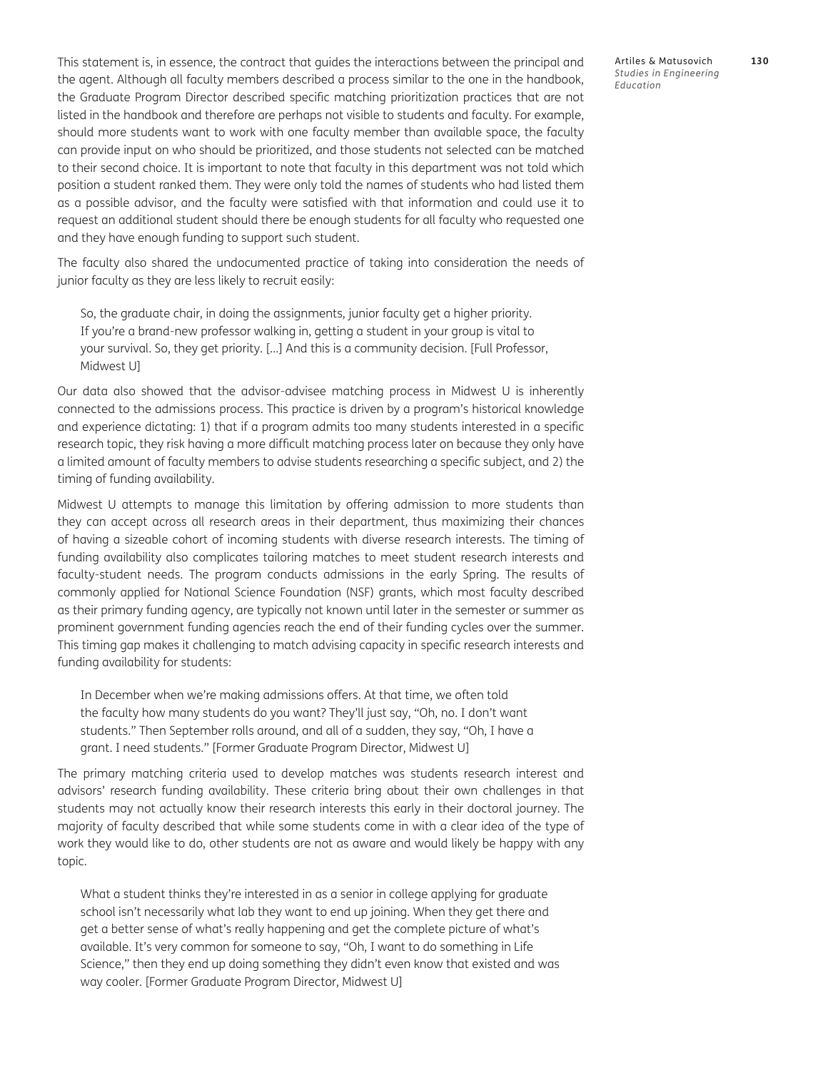This statement is, in essence, the contract that guides the interactions between the principal and the agent. Although all faculty members described a process similar to the one in the handbook, the Graduate Program Director described specific matching prioritization practices that are not listed in the handbook and therefore are perhaps not visible to students and faculty. For example, should more students want to work with one faculty member than available space, the faculty can provide input on who should be prioritized, and those students not selected can be matched to their second choice. It is important to note that faculty in this department was not told which position a student ranked them. They were only told the names of students who had listed them as a possible advisor, and the faculty were satisfied with that information and could use it to request an additional student should there be enough students for all faculty who requested one and they have enough funding to support such student.

The faculty also shared the undocumented practice of taking into consideration the needs of junior faculty as they are less likely to recruit easily:

> So, the graduate chair, in doing the assignments, junior faculty get a higher priority. If you're a brand-new professor walking in, getting a student in your group is vital to your survival. So, they get priority. […] And this is a community decision. [Full Professor, Midwest U]

Our data also showed that the advisor-advisee matching process in Midwest U is inherently connected to the admissions process. This practice is driven by a program's historical knowledge and experience dictating: 1) that if a program admits too many students interested in a specific research topic, they risk having a more difficult matching process later on because they only have a limited amount of faculty members to advise students researching a specific subject, and 2) the timing of funding availability.

Midwest U attempts to manage this limitation by offering admission to more students than they can accept across all research areas in their department, thus maximizing their chances of having a sizeable cohort of incoming students with diverse research interests. The timing of funding availability also complicates tailoring matches to meet student research interests and faculty-student needs. The program conducts admissions in the early Spring. The results of commonly applied for National Science Foundation (NSF) grants, which most faculty described as their primary funding agency, are typically not known until later in the semester or summer as prominent government funding agencies reach the end of their funding cycles over the summer. This timing gap makes it challenging to match advising capacity in specific research interests and funding availability for students:

> In December when we're making admissions offers. At that time, we often told the faculty how many students do you want? They'll just say, "Oh, no. I don't want students." Then September rolls around, and all of a sudden, they say, "Oh, I have a grant. I need students." [Former Graduate Program Director, Midwest U]

The primary matching criteria used to develop matches was students research interest and advisors' research funding availability. These criteria bring about their own challenges in that students may not actually know their research interests this early in their doctoral journey. The majority of faculty described that while some students come in with a clear idea of the type of work they would like to do, other students are not as aware and would likely be happy with any topic.

> What a student thinks they're interested in as a senior in college applying for graduate school isn't necessarily what lab they want to end up joining. When they get there and get a better sense of what's really happening and get the complete picture of what's available. It's very common for someone to say, "Oh, I want to do something in Life Science," then they end up doing something they didn't even know that existed and was way cooler. [Former Graduate Program Director, Midwest U]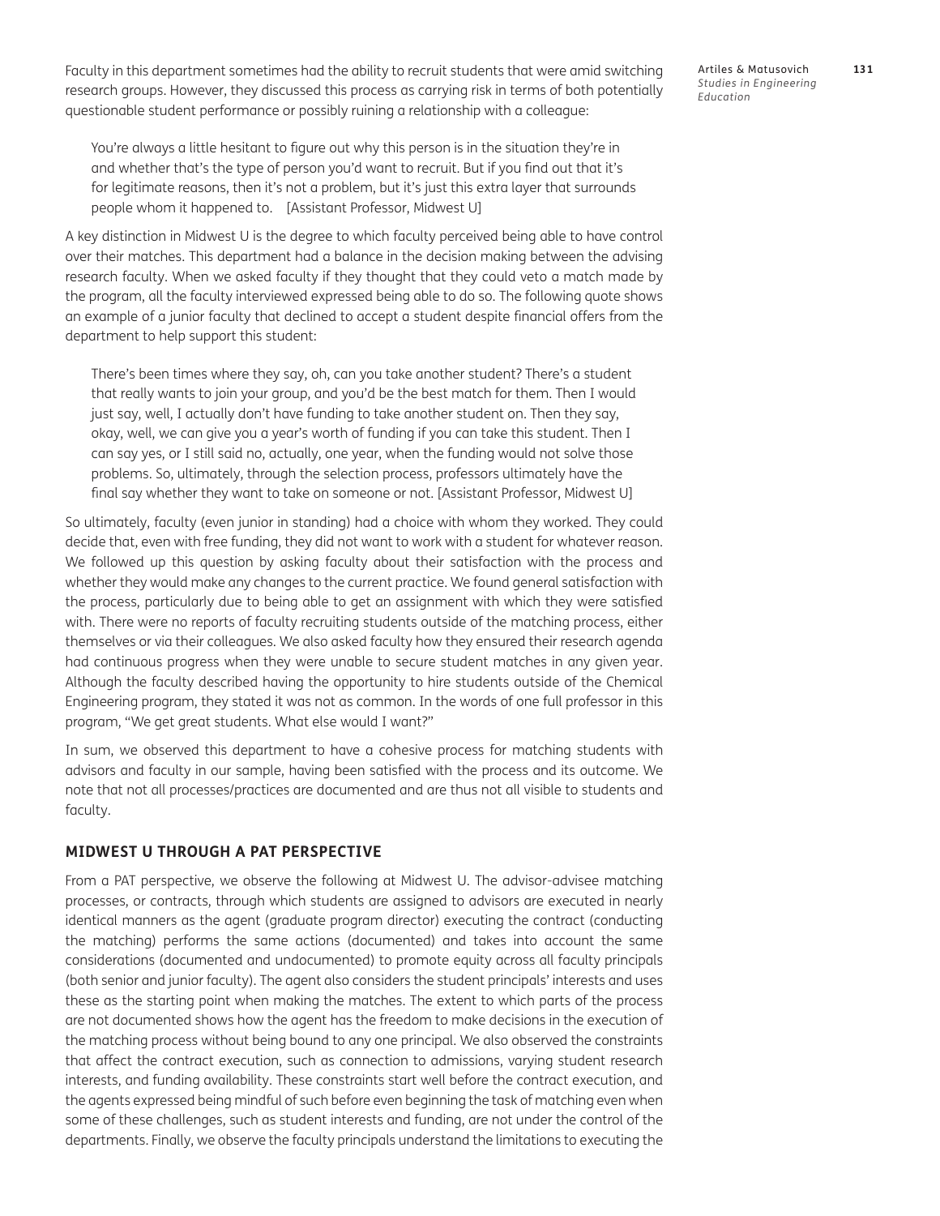Faculty in this department sometimes had the ability to recruit students that were amid switching research groups. However, they discussed this process as carrying risk in terms of both potentially questionable student performance or possibly ruining a relationship with a colleague:

> You're always a little hesitant to figure out why this person is in the situation they're in and whether that's the type of person you'd want to recruit. But if you find out that it's for legitimate reasons, then it's not a problem, but it's just this extra layer that surrounds people whom it happened to. [Assistant Professor, Midwest U]

A key distinction in Midwest U is the degree to which faculty perceived being able to have control over their matches. This department had a balance in the decision making between the advising research faculty. When we asked faculty if they thought that they could veto a match made by the program, all the faculty interviewed expressed being able to do so. The following quote shows an example of a junior faculty that declined to accept a student despite financial offers from the department to help support this student:

> There's been times where they say, oh, can you take another student? There's a student that really wants to join your group, and you'd be the best match for them. Then I would just say, well, I actually don't have funding to take another student on. Then they say, okay, well, we can give you a year's worth of funding if you can take this student. Then I can say yes, or I still said no, actually, one year, when the funding would not solve those problems. So, ultimately, through the selection process, professors ultimately have the final say whether they want to take on someone or not. [Assistant Professor, Midwest U]

So ultimately, faculty (even junior in standing) had a choice with whom they worked. They could decide that, even with free funding, they did not want to work with a student for whatever reason. We followed up this question by asking faculty about their satisfaction with the process and whether they would make any changes to the current practice. We found general satisfaction with the process, particularly due to being able to get an assignment with which they were satisfied with. There were no reports of faculty recruiting students outside of the matching process, either themselves or via their colleagues. We also asked faculty how they ensured their research agenda had continuous progress when they were unable to secure student matches in any given year. Although the faculty described having the opportunity to hire students outside of the Chemical Engineering program, they stated it was not as common. In the words of one full professor in this program, "We get great students. What else would I want?"

In sum, we observed this department to have a cohesive process for matching students with advisors and faculty in our sample, having been satisfied with the process and its outcome. We note that not all processes/practices are documented and are thus not all visible to students and faculty.

## MIDWEST U THROUGH A PAT PERSPECTIVE

From a PAT perspective, we observe the following at Midwest U. The advisor-advisee matching processes, or contracts, through which students are assigned to advisors are executed in nearly identical manners as the agent (graduate program director) executing the contract (conducting the matching) performs the same actions (documented) and takes into account the same considerations (documented and undocumented) to promote equity across all faculty principals (both senior and junior faculty). The agent also considers the student principals' interests and uses these as the starting point when making the matches. The extent to which parts of the process are not documented shows how the agent has the freedom to make decisions in the execution of the matching process without being bound to any one principal. We also observed the constraints that affect the contract execution, such as connection to admissions, varying student research interests, and funding availability. These constraints start well before the contract execution, and the agents expressed being mindful of such before even beginning the task of matching even when some of these challenges, such as student interests and funding, are not under the control of the departments. Finally, we observe the faculty principals understand the limitations to executing the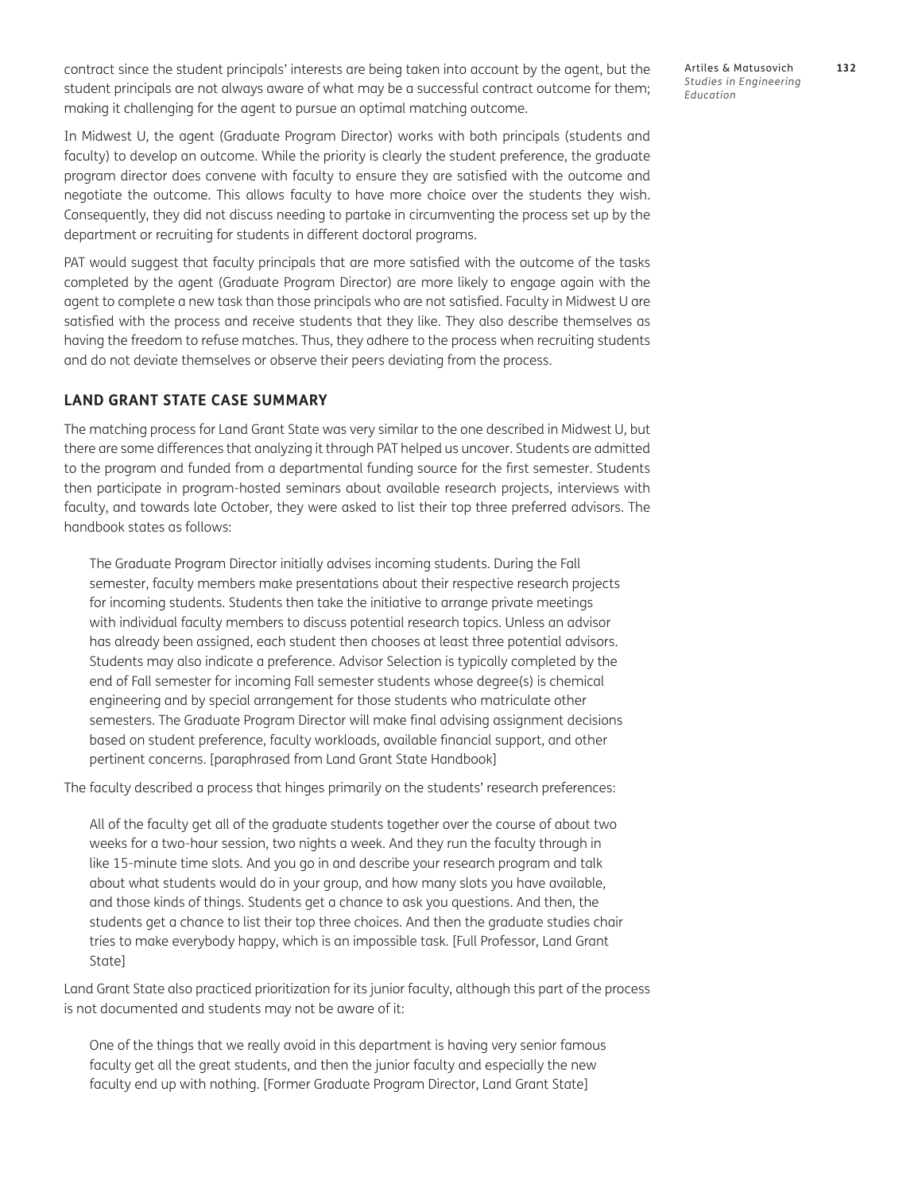contract since the student principals' interests are being taken into account by the agent, but the student principals are not always aware of what may be a successful contract outcome for them; making it challenging for the agent to pursue an optimal matching outcome.

In Midwest U, the agent (Graduate Program Director) works with both principals (students and faculty) to develop an outcome. While the priority is clearly the student preference, the graduate program director does convene with faculty to ensure they are satisfied with the outcome and negotiate the outcome. This allows faculty to have more choice over the students they wish. Consequently, they did not discuss needing to partake in circumventing the process set up by the department or recruiting for students in different doctoral programs.

PAT would suggest that faculty principals that are more satisfied with the outcome of the tasks completed by the agent (Graduate Program Director) are more likely to engage again with the agent to complete a new task than those principals who are not satisfied. Faculty in Midwest U are satisfied with the process and receive students that they like. They also describe themselves as having the freedom to refuse matches. Thus, they adhere to the process when recruiting students and do not deviate themselves or observe their peers deviating from the process.

## LAND GRANT STATE CASE SUMMARY

The matching process for Land Grant State was very similar to the one described in Midwest U, but there are some differences that analyzing it through PAT helped us uncover. Students are admitted to the program and funded from a departmental funding source for the first semester. Students then participate in program-hosted seminars about available research projects, interviews with faculty, and towards late October, they were asked to list their top three preferred advisors. The handbook states as follows:

> The Graduate Program Director initially advises incoming students. During the Fall semester, faculty members make presentations about their respective research projects for incoming students. Students then take the initiative to arrange private meetings with individual faculty members to discuss potential research topics. Unless an advisor has already been assigned, each student then chooses at least three potential advisors. Students may also indicate a preference. Advisor Selection is typically completed by the end of Fall semester for incoming Fall semester students whose degree(s) is chemical engineering and by special arrangement for those students who matriculate other semesters. The Graduate Program Director will make final advising assignment decisions based on student preference, faculty workloads, available financial support, and other pertinent concerns. [paraphrased from Land Grant State Handbook]

The faculty described a process that hinges primarily on the students' research preferences:

> All of the faculty get all of the graduate students together over the course of about two weeks for a two-hour session, two nights a week. And they run the faculty through in like 15-minute time slots. And you go in and describe your research program and talk about what students would do in your group, and how many slots you have available, and those kinds of things. Students get a chance to ask you questions. And then, the students get a chance to list their top three choices. And then the graduate studies chair tries to make everybody happy, which is an impossible task. [Full Professor, Land Grant State]

Land Grant State also practiced prioritization for its junior faculty, although this part of the process is not documented and students may not be aware of it:

> One of the things that we really avoid in this department is having very senior famous faculty get all the great students, and then the junior faculty and especially the new faculty end up with nothing. [Former Graduate Program Director, Land Grant State]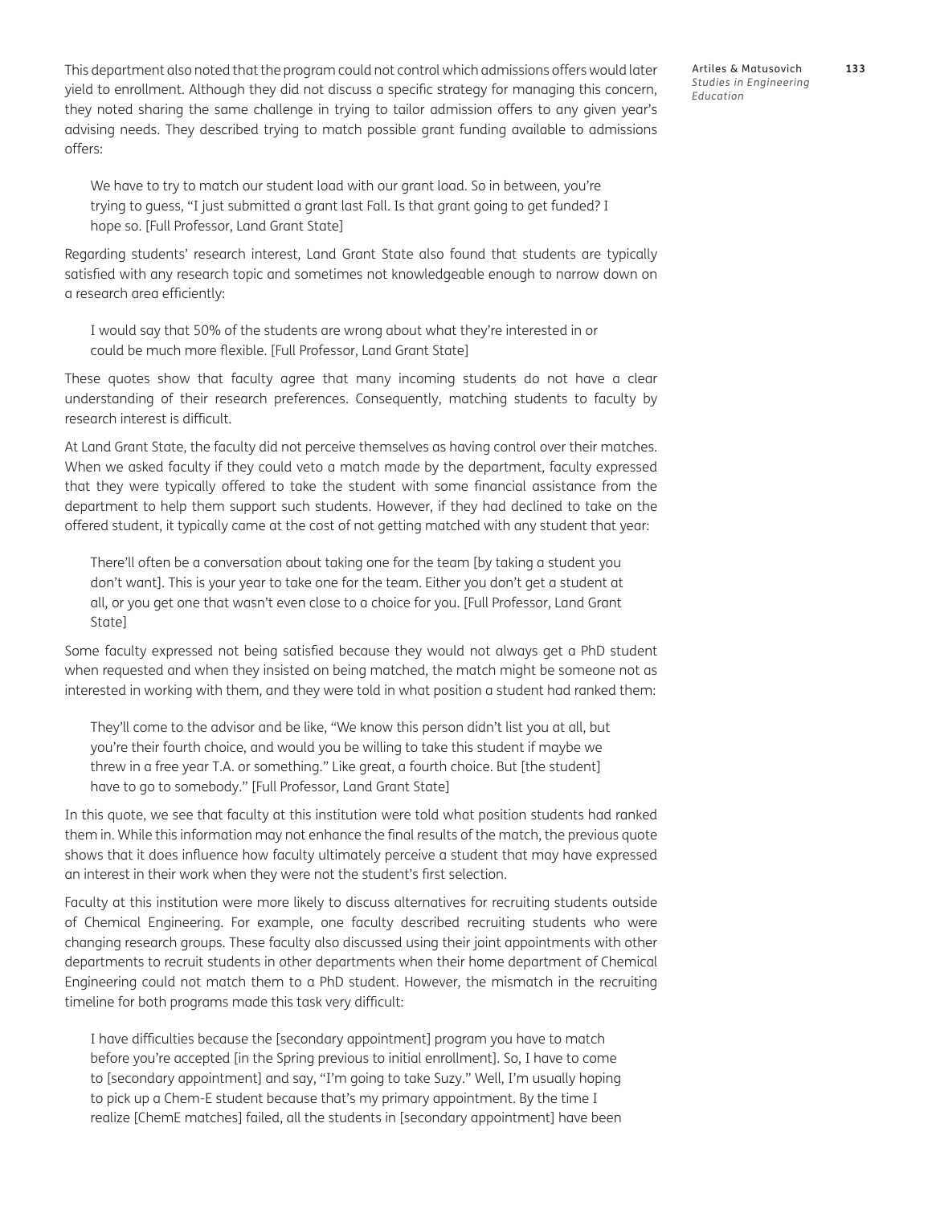This department also noted that the program could not control which admissions offers would later yield to enrollment. Although they did not discuss a specific strategy for managing this concern, they noted sharing the same challenge in trying to tailor admission offers to any given year's advising needs. They described trying to match possible grant funding available to admissions offers:

> We have to try to match our student load with our grant load. So in between, you're trying to guess, "I just submitted a grant last Fall. Is that grant going to get funded? I hope so. [Full Professor, Land Grant State]

Regarding students' research interest, Land Grant State also found that students are typically satisfied with any research topic and sometimes not knowledgeable enough to narrow down on a research area efficiently:

> I would say that 50% of the students are wrong about what they're interested in or could be much more flexible. [Full Professor, Land Grant State]

These quotes show that faculty agree that many incoming students do not have a clear understanding of their research preferences. Consequently, matching students to faculty by research interest is difficult.

At Land Grant State, the faculty did not perceive themselves as having control over their matches. When we asked faculty if they could veto a match made by the department, faculty expressed that they were typically offered to take the student with some financial assistance from the department to help them support such students. However, if they had declined to take on the offered student, it typically came at the cost of not getting matched with any student that year:

> There'll often be a conversation about taking one for the team [by taking a student you don't want]. This is your year to take one for the team. Either you don't get a student at all, or you get one that wasn't even close to a choice for you. [Full Professor, Land Grant State]

Some faculty expressed not being satisfied because they would not always get a PhD student when requested and when they insisted on being matched, the match might be someone not as interested in working with them, and they were told in what position a student had ranked them:

> They'll come to the advisor and be like, "We know this person didn't list you at all, but you're their fourth choice, and would you be willing to take this student if maybe we threw in a free year T.A. or something." Like great, a fourth choice. But [the student] have to go to somebody." [Full Professor, Land Grant State]

In this quote, we see that faculty at this institution were told what position students had ranked them in. While this information may not enhance the final results of the match, the previous quote shows that it does influence how faculty ultimately perceive a student that may have expressed an interest in their work when they were not the student's first selection.

Faculty at this institution were more likely to discuss alternatives for recruiting students outside of Chemical Engineering. For example, one faculty described recruiting students who were changing research groups. These faculty also discussed using their joint appointments with other departments to recruit students in other departments when their home department of Chemical Engineering could not match them to a PhD student. However, the mismatch in the recruiting timeline for both programs made this task very difficult:

> I have difficulties because the [secondary appointment] program you have to match before you're accepted [in the Spring previous to initial enrollment]. So, I have to come to [secondary appointment] and say, "I'm going to take Suzy." Well, I'm usually hoping to pick up a Chem-E student because that's my primary appointment. By the time I realize [ChemE matches] failed, all the students in [secondary appointment] have been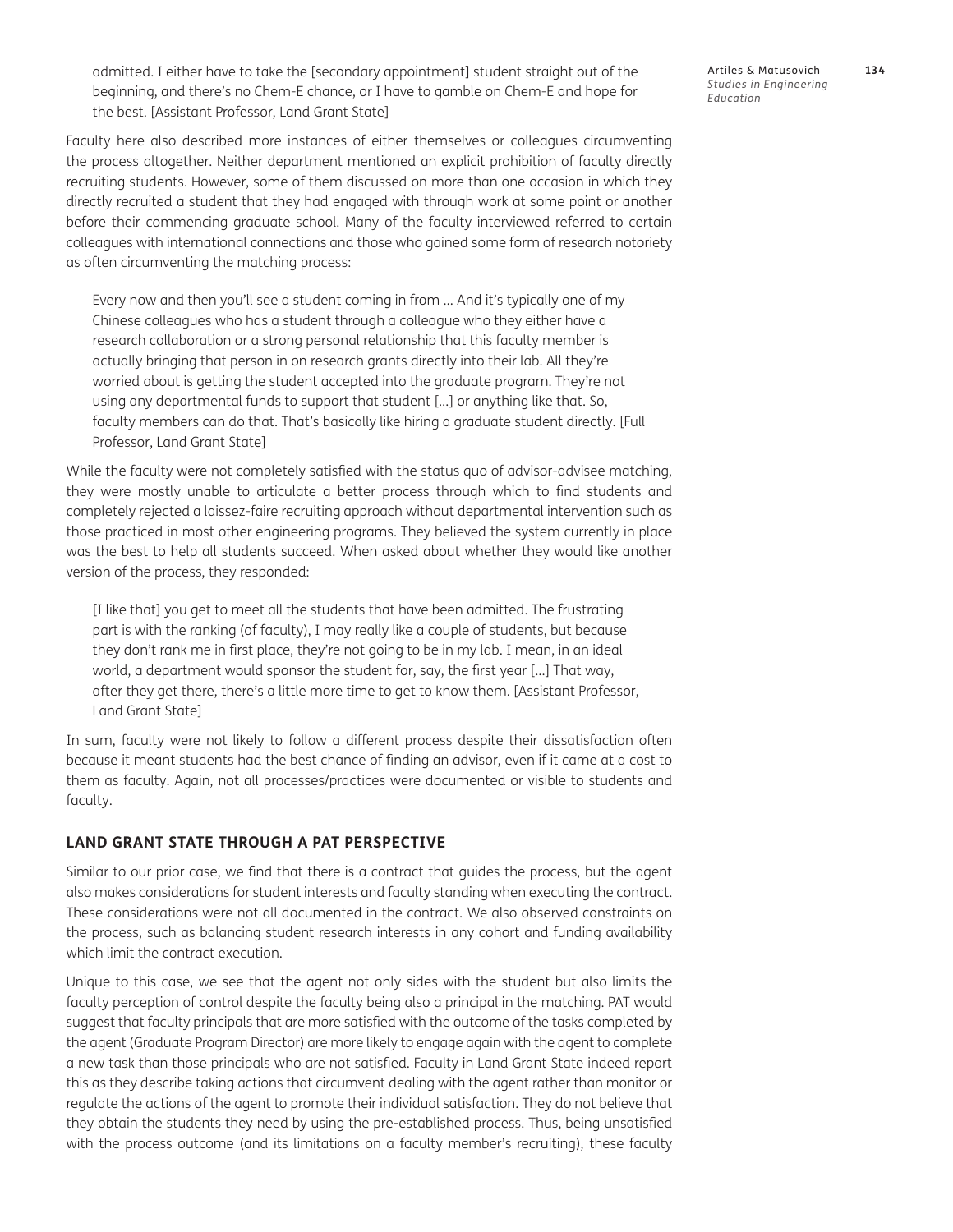> admitted. I either have to take the [secondary appointment] student straight out of the beginning, and there's no Chem-E chance, or I have to gamble on Chem-E and hope for the best. [Assistant Professor, Land Grant State]

Faculty here also described more instances of either themselves or colleagues circumventing the process altogether. Neither department mentioned an explicit prohibition of faculty directly recruiting students. However, some of them discussed on more than one occasion in which they directly recruited a student that they had engaged with through work at some point or another before their commencing graduate school. Many of the faculty interviewed referred to certain colleagues with international connections and those who gained some form of research notoriety as often circumventing the matching process:

> Every now and then you'll see a student coming in from … And it's typically one of my Chinese colleagues who has a student through a colleague who they either have a research collaboration or a strong personal relationship that this faculty member is actually bringing that person in on research grants directly into their lab. All they're worried about is getting the student accepted into the graduate program. They're not using any departmental funds to support that student […] or anything like that. So, faculty members can do that. That's basically like hiring a graduate student directly. [Full Professor, Land Grant State]

While the faculty were not completely satisfied with the status quo of advisor-advisee matching, they were mostly unable to articulate a better process through which to find students and completely rejected a laissez-faire recruiting approach without departmental intervention such as those practiced in most other engineering programs. They believed the system currently in place was the best to help all students succeed. When asked about whether they would like another version of the process, they responded:

> [I like that] you get to meet all the students that have been admitted. The frustrating part is with the ranking (of faculty), I may really like a couple of students, but because they don't rank me in first place, they're not going to be in my lab. I mean, in an ideal world, a department would sponsor the student for, say, the first year […] That way, after they get there, there's a little more time to get to know them. [Assistant Professor, Land Grant State]

In sum, faculty were not likely to follow a different process despite their dissatisfaction often because it meant students had the best chance of finding an advisor, even if it came at a cost to them as faculty. Again, not all processes/practices were documented or visible to students and faculty.

### LAND GRANT STATE THROUGH A PAT PERSPECTIVE

Similar to our prior case, we find that there is a contract that guides the process, but the agent also makes considerations for student interests and faculty standing when executing the contract. These considerations were not all documented in the contract. We also observed constraints on the process, such as balancing student research interests in any cohort and funding availability which limit the contract execution.

Unique to this case, we see that the agent not only sides with the student but also limits the faculty perception of control despite the faculty being also a principal in the matching. PAT would suggest that faculty principals that are more satisfied with the outcome of the tasks completed by the agent (Graduate Program Director) are more likely to engage again with the agent to complete a new task than those principals who are not satisfied. Faculty in Land Grant State indeed report this as they describe taking actions that circumvent dealing with the agent rather than monitor or regulate the actions of the agent to promote their individual satisfaction. They do not believe that they obtain the students they need by using the pre-established process. Thus, being unsatisfied with the process outcome (and its limitations on a faculty member's recruiting), these faculty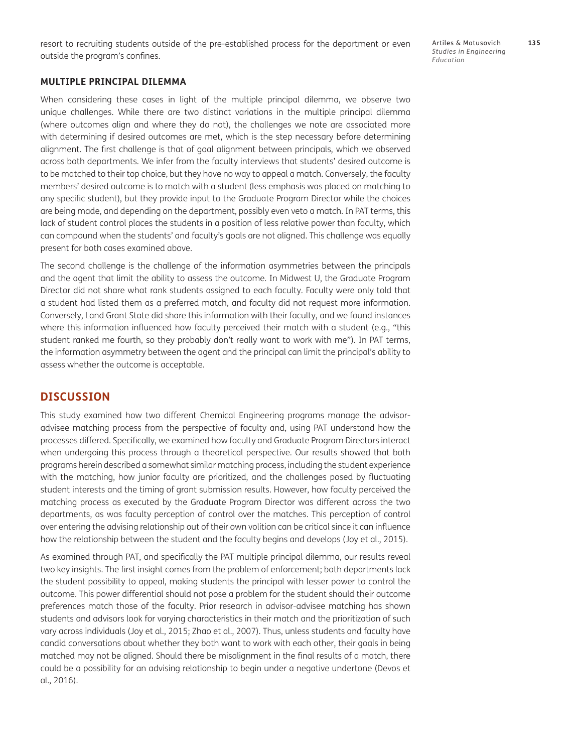resort to recruiting students outside of the pre-established process for the department or even outside the program's confines.

### MULTIPLE PRINCIPAL DILEMMA

When considering these cases in light of the multiple principal dilemma, we observe two unique challenges. While there are two distinct variations in the multiple principal dilemma (where outcomes align and where they do not), the challenges we note are associated more with determining if desired outcomes are met, which is the step necessary before determining alignment. The first challenge is that of goal alignment between principals, which we observed across both departments. We infer from the faculty interviews that students' desired outcome is to be matched to their top choice, but they have no way to appeal a match. Conversely, the faculty members' desired outcome is to match with a student (less emphasis was placed on matching to any specific student), but they provide input to the Graduate Program Director while the choices are being made, and depending on the department, possibly even veto a match. In PAT terms, this lack of student control places the students in a position of less relative power than faculty, which can compound when the students' and faculty's goals are not aligned. This challenge was equally present for both cases examined above.

The second challenge is the challenge of the information asymmetries between the principals and the agent that limit the ability to assess the outcome. In Midwest U, the Graduate Program Director did not share what rank students assigned to each faculty. Faculty were only told that a student had listed them as a preferred match, and faculty did not request more information. Conversely, Land Grant State did share this information with their faculty, and we found instances where this information influenced how faculty perceived their match with a student (e.g., "this student ranked me fourth, so they probably don't really want to work with me"). In PAT terms, the information asymmetry between the agent and the principal can limit the principal's ability to assess whether the outcome is acceptable.

## DISCUSSION

This study examined how two different Chemical Engineering programs manage the advisor-advisee matching process from the perspective of faculty and, using PAT understand how the processes differed. Specifically, we examined how faculty and Graduate Program Directors interact when undergoing this process through a theoretical perspective. Our results showed that both programs herein described a somewhat similar matching process, including the student experience with the matching, how junior faculty are prioritized, and the challenges posed by fluctuating student interests and the timing of grant submission results. However, how faculty perceived the matching process as executed by the Graduate Program Director was different across the two departments, as was faculty perception of control over the matches. This perception of control over entering the advising relationship out of their own volition can be critical since it can influence how the relationship between the student and the faculty begins and develops (Joy et al., 2015).

As examined through PAT, and specifically the PAT multiple principal dilemma, our results reveal two key insights. The first insight comes from the problem of enforcement; both departments lack the student possibility to appeal, making students the principal with lesser power to control the outcome. This power differential should not pose a problem for the student should their outcome preferences match those of the faculty. Prior research in advisor-advisee matching has shown students and advisors look for varying characteristics in their match and the prioritization of such vary across individuals (Joy et al., 2015; Zhao et al., 2007). Thus, unless students and faculty have candid conversations about whether they both want to work with each other, their goals in being matched may not be aligned. Should there be misalignment in the final results of a match, there could be a possibility for an advising relationship to begin under a negative undertone (Devos et al., 2016).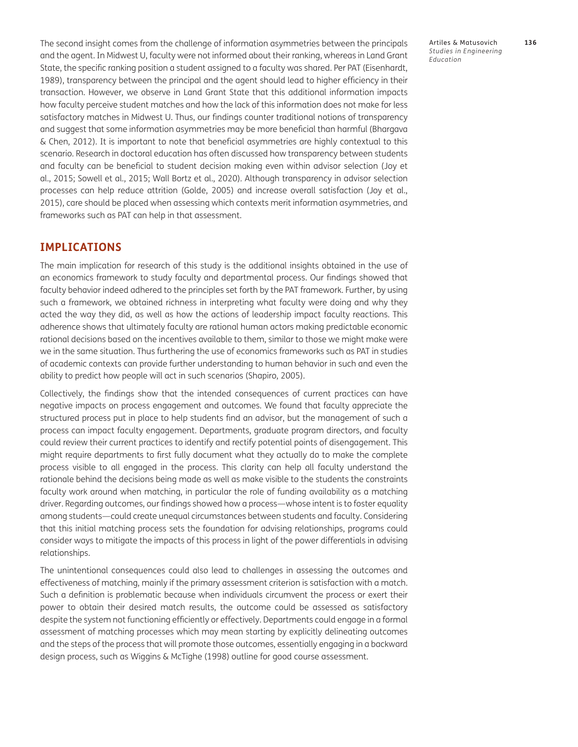The second insight comes from the challenge of information asymmetries between the principals and the agent. In Midwest U, faculty were not informed about their ranking, whereas in Land Grant State, the specific ranking position a student assigned to a faculty was shared. Per PAT (Eisenhardt, 1989), transparency between the principal and the agent should lead to higher efficiency in their transaction. However, we observe in Land Grant State that this additional information impacts how faculty perceive student matches and how the lack of this information does not make for less satisfactory matches in Midwest U. Thus, our findings counter traditional notions of transparency and suggest that some information asymmetries may be more beneficial than harmful (Bhargava & Chen, 2012). It is important to note that beneficial asymmetries are highly contextual to this scenario. Research in doctoral education has often discussed how transparency between students and faculty can be beneficial to student decision making even within advisor selection (Joy et al., 2015; Sowell et al., 2015; Wall Bortz et al., 2020). Although transparency in advisor selection processes can help reduce attrition (Golde, 2005) and increase overall satisfaction (Joy et al., 2015), care should be placed when assessing which contexts merit information asymmetries, and frameworks such as PAT can help in that assessment.

## IMPLICATIONS

The main implication for research of this study is the additional insights obtained in the use of an economics framework to study faculty and departmental process. Our findings showed that faculty behavior indeed adhered to the principles set forth by the PAT framework. Further, by using such a framework, we obtained richness in interpreting what faculty were doing and why they acted the way they did, as well as how the actions of leadership impact faculty reactions. This adherence shows that ultimately faculty are rational human actors making predictable economic rational decisions based on the incentives available to them, similar to those we might make were we in the same situation. Thus furthering the use of economics frameworks such as PAT in studies of academic contexts can provide further understanding to human behavior in such and even the ability to predict how people will act in such scenarios (Shapiro, 2005).

Collectively, the findings show that the intended consequences of current practices can have negative impacts on process engagement and outcomes. We found that faculty appreciate the structured process put in place to help students find an advisor, but the management of such a process can impact faculty engagement. Departments, graduate program directors, and faculty could review their current practices to identify and rectify potential points of disengagement. This might require departments to first fully document what they actually do to make the complete process visible to all engaged in the process. This clarity can help all faculty understand the rationale behind the decisions being made as well as make visible to the students the constraints faculty work around when matching, in particular the role of funding availability as a matching driver. Regarding outcomes, our findings showed how a process—whose intent is to foster equality among students—could create unequal circumstances between students and faculty. Considering that this initial matching process sets the foundation for advising relationships, programs could consider ways to mitigate the impacts of this process in light of the power differentials in advising relationships.

The unintentional consequences could also lead to challenges in assessing the outcomes and effectiveness of matching, mainly if the primary assessment criterion is satisfaction with a match. Such a definition is problematic because when individuals circumvent the process or exert their power to obtain their desired match results, the outcome could be assessed as satisfactory despite the system not functioning efficiently or effectively. Departments could engage in a formal assessment of matching processes which may mean starting by explicitly delineating outcomes and the steps of the process that will promote those outcomes, essentially engaging in a backward design process, such as Wiggins & McTighe (1998) outline for good course assessment.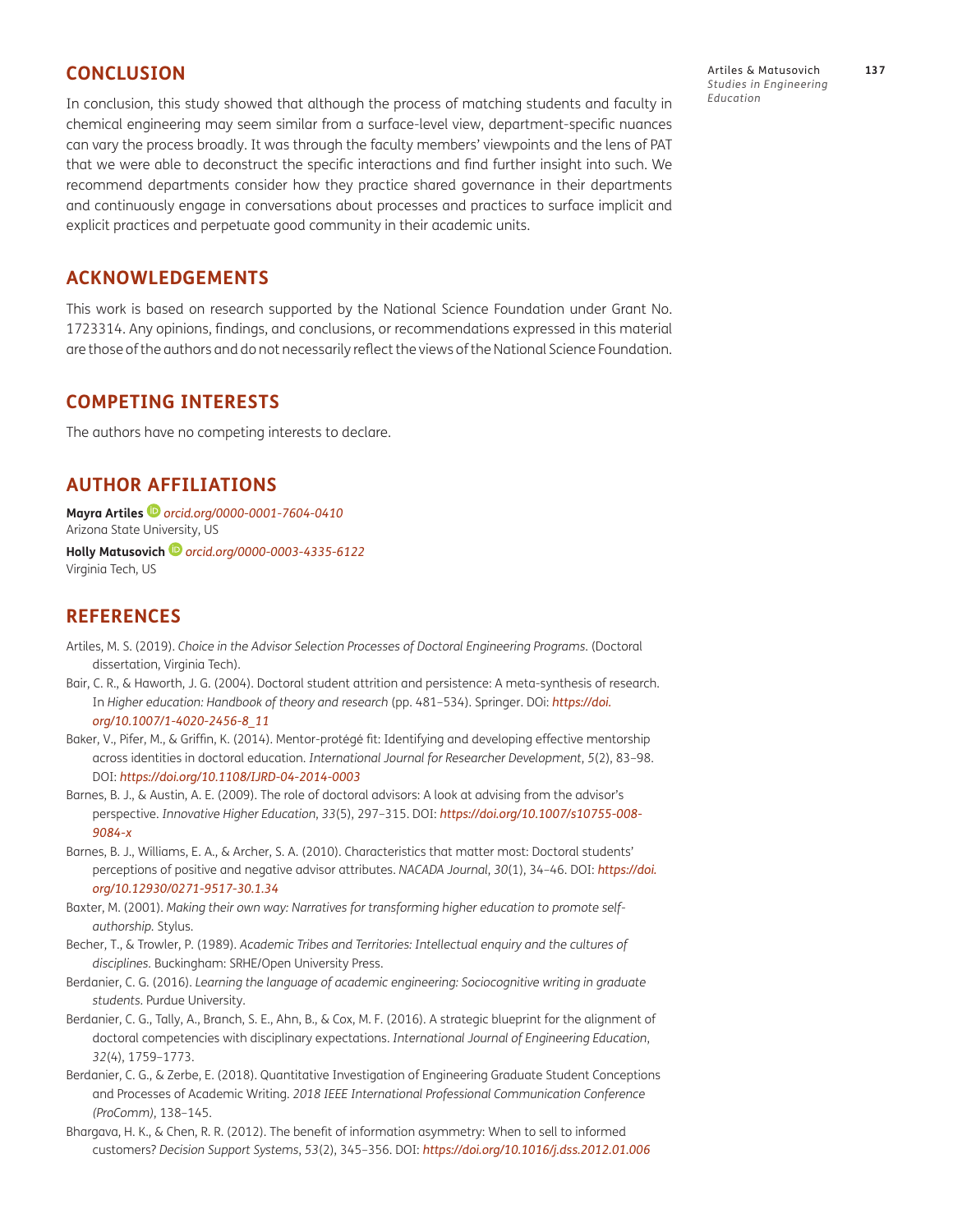## CONCLUSION

In conclusion, this study showed that although the process of matching students and faculty in chemical engineering may seem similar from a surface-level view, department-specific nuances can vary the process broadly. It was through the faculty members' viewpoints and the lens of PAT that we were able to deconstruct the specific interactions and find further insight into such. We recommend departments consider how they practice shared governance in their departments and continuously engage in conversations about processes and practices to surface implicit and explicit practices and perpetuate good community in their academic units.

## ACKNOWLEDGEMENTS

This work is based on research supported by the National Science Foundation under Grant No. 1723314. Any opinions, findings, and conclusions, or recommendations expressed in this material are those of the authors and do not necessarily reflect the views of the National Science Foundation.

## COMPETING INTERESTS

The authors have no competing interests to declare.

## AUTHOR AFFILIATIONS

**Mayra Artiles** *orcid.org/0000-0001-7604-0410*
Arizona State University, US

**Holly Matusovich** *orcid.org/0000-0003-4335-6122*
Virginia Tech, US

## REFERENCES

Artiles, M. S. (2019). *Choice in the Advisor Selection Processes of Doctoral Engineering Programs.* (Doctoral dissertation, Virginia Tech).

Bair, C. R., & Haworth, J. G. (2004). Doctoral student attrition and persistence: A meta-synthesis of research. In *Higher education: Handbook of theory and research* (pp. 481–534). Springer. DOi: *https://doi.org/10.1007/1-4020-2456-8_11*

Baker, V., Pifer, M., & Griffin, K. (2014). Mentor-protégé fit: Identifying and developing effective mentorship across identities in doctoral education. *International Journal for Researcher Development*, *5*(2), 83–98. DOI: *https://doi.org/10.1108/IJRD-04-2014-0003*

Barnes, B. J., & Austin, A. E. (2009). The role of doctoral advisors: A look at advising from the advisor's perspective. *Innovative Higher Education*, *33*(5), 297–315. DOI: *https://doi.org/10.1007/s10755-008-9084-x*

Barnes, B. J., Williams, E. A., & Archer, S. A. (2010). Characteristics that matter most: Doctoral students' perceptions of positive and negative advisor attributes. *NACADA Journal*, *30*(1), 34–46. DOI: *https://doi.org/10.12930/0271-9517-30.1.34*

Baxter, M. (2001). *Making their own way: Narratives for transforming higher education to promote self-authorship.* Stylus.

Becher, T., & Trowler, P. (1989). *Academic Tribes and Territories: Intellectual enquiry and the cultures of disciplines.* Buckingham: SRHE/Open University Press.

Berdanier, C. G. (2016). *Learning the language of academic engineering: Sociocognitive writing in graduate students.* Purdue University.

Berdanier, C. G., Tally, A., Branch, S. E., Ahn, B., & Cox, M. F. (2016). A strategic blueprint for the alignment of doctoral competencies with disciplinary expectations. *International Journal of Engineering Education*, *32*(4), 1759–1773.

Berdanier, C. G., & Zerbe, E. (2018). Quantitative Investigation of Engineering Graduate Student Conceptions and Processes of Academic Writing. *2018 IEEE International Professional Communication Conference (ProComm)*, 138–145.

Bhargava, H. K., & Chen, R. R. (2012). The benefit of information asymmetry: When to sell to informed customers? *Decision Support Systems*, *53*(2), 345–356. DOI: *https://doi.org/10.1016/j.dss.2012.01.006*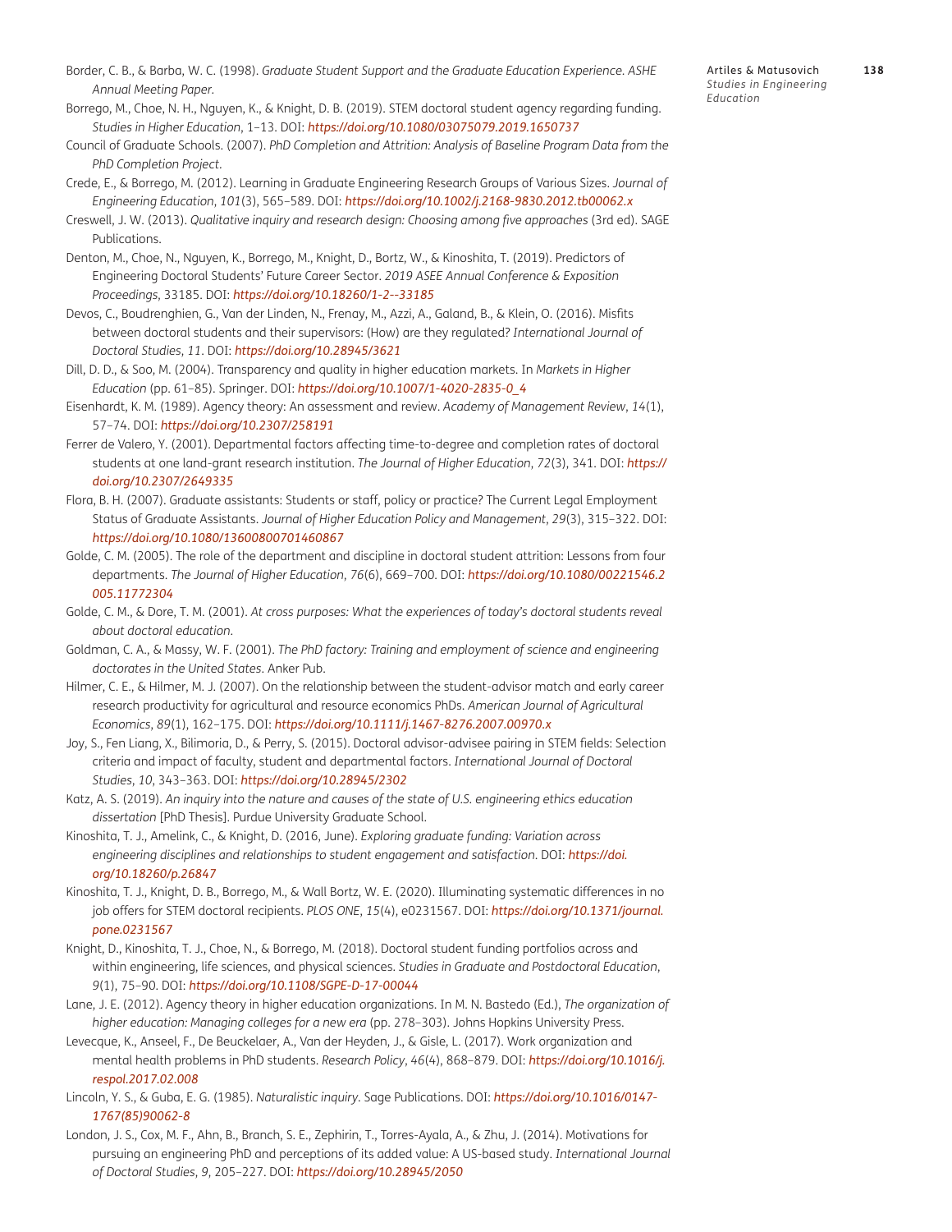Border, C. B., & Barba, W. C. (1998). *Graduate Student Support and the Graduate Education Experience. ASHE Annual Meeting Paper.*

Borrego, M., Choe, N. H., Nguyen, K., & Knight, D. B. (2019). STEM doctoral student agency regarding funding. *Studies in Higher Education*, 1–13. DOI: *https://doi.org/10.1080/03075079.2019.1650737*

Council of Graduate Schools. (2007). *PhD Completion and Attrition: Analysis of Baseline Program Data from the PhD Completion Project.*

Crede, E., & Borrego, M. (2012). Learning in Graduate Engineering Research Groups of Various Sizes. *Journal of Engineering Education*, *101*(3), 565–589. DOI: *https://doi.org/10.1002/j.2168-9830.2012.tb00062.x*

Creswell, J. W. (2013). *Qualitative inquiry and research design: Choosing among five approaches* (3rd ed). SAGE Publications.

Denton, M., Choe, N., Nguyen, K., Borrego, M., Knight, D., Bortz, W., & Kinoshita, T. (2019). Predictors of Engineering Doctoral Students' Future Career Sector. *2019 ASEE Annual Conference & Exposition Proceedings*, 33185. DOI: *https://doi.org/10.18260/1-2--33185*

Devos, C., Boudrenghien, G., Van der Linden, N., Frenay, M., Azzi, A., Galand, B., & Klein, O. (2016). Misfits between doctoral students and their supervisors: (How) are they regulated? *International Journal of Doctoral Studies*, *11*. DOI: *https://doi.org/10.28945/3621*

Dill, D. D., & Soo, M. (2004). Transparency and quality in higher education markets. In *Markets in Higher Education* (pp. 61–85). Springer. DOI: *https://doi.org/10.1007/1-4020-2835-0_4*

Eisenhardt, K. M. (1989). Agency theory: An assessment and review. *Academy of Management Review*, *14*(1), 57–74. DOI: *https://doi.org/10.2307/258191*

Ferrer de Valero, Y. (2001). Departmental factors affecting time-to-degree and completion rates of doctoral students at one land-grant research institution. *The Journal of Higher Education*, *72*(3), 341. DOI: *https://doi.org/10.2307/2649335*

Flora, B. H. (2007). Graduate assistants: Students or staff, policy or practice? The Current Legal Employment Status of Graduate Assistants. *Journal of Higher Education Policy and Management*, *29*(3), 315–322. DOI: *https://doi.org/10.1080/13600800701460867*

Golde, C. M. (2005). The role of the department and discipline in doctoral student attrition: Lessons from four departments. *The Journal of Higher Education*, *76*(6), 669–700. DOI: *https://doi.org/10.1080/00221546.2005.11772304*

Golde, C. M., & Dore, T. M. (2001). *At cross purposes: What the experiences of today's doctoral students reveal about doctoral education.*

Goldman, C. A., & Massy, W. F. (2001). *The PhD factory: Training and employment of science and engineering doctorates in the United States*. Anker Pub.

Hilmer, C. E., & Hilmer, M. J. (2007). On the relationship between the student-advisor match and early career research productivity for agricultural and resource economics PhDs. *American Journal of Agricultural Economics*, *89*(1), 162–175. DOI: *https://doi.org/10.1111/j.1467-8276.2007.00970.x*

Joy, S., Fen Liang, X., Bilimoria, D., & Perry, S. (2015). Doctoral advisor-advisee pairing in STEM fields: Selection criteria and impact of faculty, student and departmental factors. *International Journal of Doctoral Studies*, *10*, 343–363. DOI: *https://doi.org/10.28945/2302*

Katz, A. S. (2019). *An inquiry into the nature and causes of the state of U.S. engineering ethics education dissertation* [PhD Thesis]. Purdue University Graduate School.

Kinoshita, T. J., Amelink, C., & Knight, D. (2016, June). *Exploring graduate funding: Variation across engineering disciplines and relationships to student engagement and satisfaction*. DOI: *https://doi.org/10.18260/p.26847*

Kinoshita, T. J., Knight, D. B., Borrego, M., & Wall Bortz, W. E. (2020). Illuminating systematic differences in no job offers for STEM doctoral recipients. *PLOS ONE*, *15*(4), e0231567. DOI: *https://doi.org/10.1371/journal.pone.0231567*

Knight, D., Kinoshita, T. J., Choe, N., & Borrego, M. (2018). Doctoral student funding portfolios across and within engineering, life sciences, and physical sciences. *Studies in Graduate and Postdoctoral Education*, *9*(1), 75–90. DOI: *https://doi.org/10.1108/SGPE-D-17-00044*

Lane, J. E. (2012). Agency theory in higher education organizations. In M. N. Bastedo (Ed.), *The organization of higher education: Managing colleges for a new era* (pp. 278–303). Johns Hopkins University Press.

Levecque, K., Anseel, F., De Beuckelaer, A., Van der Heyden, J., & Gisle, L. (2017). Work organization and mental health problems in PhD students. *Research Policy*, *46*(4), 868–879. DOI: *https://doi.org/10.1016/j.respol.2017.02.008*

Lincoln, Y. S., & Guba, E. G. (1985). *Naturalistic inquiry*. Sage Publications. DOI: *https://doi.org/10.1016/0147-1767(85)90062-8*

London, J. S., Cox, M. F., Ahn, B., Branch, S. E., Zephirin, T., Torres-Ayala, A., & Zhu, J. (2014). Motivations for pursuing an engineering PhD and perceptions of its added value: A US-based study. *International Journal of Doctoral Studies*, *9*, 205–227. DOI: *https://doi.org/10.28945/2050*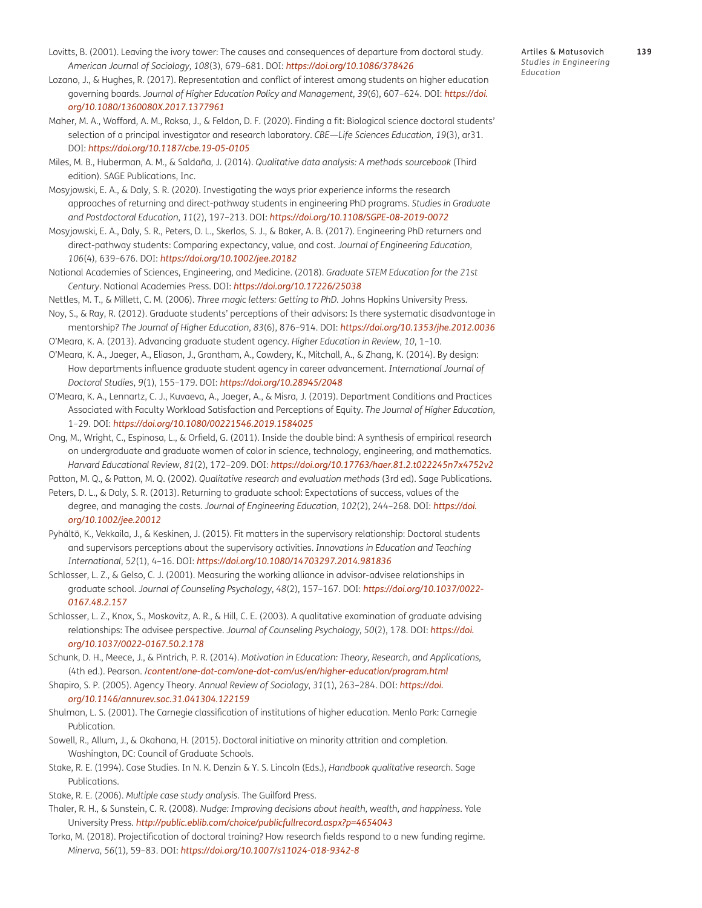Lovitts, B. (2001). Leaving the ivory tower: The causes and consequences of departure from doctoral study. *American Journal of Sociology*, *108*(3), 679–681. DOI: *https://doi.org/10.1086/378426*

Lozano, J., & Hughes, R. (2017). Representation and conflict of interest among students on higher education governing boards. *Journal of Higher Education Policy and Management*, *39*(6), 607–624. DOI: *https://doi.org/10.1080/1360080X.2017.1377961*

Maher, M. A., Wofford, A. M., Roksa, J., & Feldon, D. F. (2020). Finding a fit: Biological science doctoral students' selection of a principal investigator and research laboratory. *CBE—Life Sciences Education*, *19*(3), ar31. DOI: *https://doi.org/10.1187/cbe.19-05-0105*

Miles, M. B., Huberman, A. M., & Saldaña, J. (2014). *Qualitative data analysis: A methods sourcebook* (Third edition). SAGE Publications, Inc.

Mosyjowski, E. A., & Daly, S. R. (2020). Investigating the ways prior experience informs the research approaches of returning and direct-pathway students in engineering PhD programs. *Studies in Graduate and Postdoctoral Education*, *11*(2), 197–213. DOI: *https://doi.org/10.1108/SGPE-08-2019-0072*

Mosyjowski, E. A., Daly, S. R., Peters, D. L., Skerlos, S. J., & Baker, A. B. (2017). Engineering PhD returners and direct-pathway students: Comparing expectancy, value, and cost. *Journal of Engineering Education*, *106*(4), 639–676. DOI: *https://doi.org/10.1002/jee.20182*

National Academies of Sciences, Engineering, and Medicine. (2018). *Graduate STEM Education for the 21st Century*. National Academies Press. DOI: *https://doi.org/10.17226/25038*

Nettles, M. T., & Millett, C. M. (2006). *Three magic letters: Getting to PhD.* Johns Hopkins University Press.

Noy, S., & Ray, R. (2012). Graduate students' perceptions of their advisors: Is there systematic disadvantage in mentorship? *The Journal of Higher Education*, *83*(6), 876–914. DOI: *https://doi.org/10.1353/jhe.2012.0036*

O'Meara, K. A. (2013). Advancing graduate student agency. *Higher Education in Review*, *10*, 1–10.

O'Meara, K. A., Jaeger, A., Eliason, J., Grantham, A., Cowdery, K., Mitchall, A., & Zhang, K. (2014). By design: How departments influence graduate student agency in career advancement. *International Journal of Doctoral Studies*, *9*(1), 155–179. DOI: *https://doi.org/10.28945/2048*

O'Meara, K. A., Lennartz, C. J., Kuvaeva, A., Jaeger, A., & Misra, J. (2019). Department Conditions and Practices Associated with Faculty Workload Satisfaction and Perceptions of Equity. *The Journal of Higher Education*, 1–29. DOI: *https://doi.org/10.1080/00221546.2019.1584025*

Ong, M., Wright, C., Espinosa, L., & Orfield, G. (2011). Inside the double bind: A synthesis of empirical research on undergraduate and graduate women of color in science, technology, engineering, and mathematics. *Harvard Educational Review*, *81*(2), 172–209. DOI: *https://doi.org/10.17763/haer.81.2.t022245n7x4752v2*

Patton, M. Q., & Patton, M. Q. (2002). *Qualitative research and evaluation methods* (3rd ed). Sage Publications.

Peters, D. L., & Daly, S. R. (2013). Returning to graduate school: Expectations of success, values of the degree, and managing the costs. *Journal of Engineering Education*, *102*(2), 244–268. DOI: *https://doi.org/10.1002/jee.20012*

Pyhältö, K., Vekkaila, J., & Keskinen, J. (2015). Fit matters in the supervisory relationship: Doctoral students and supervisors perceptions about the supervisory activities. *Innovations in Education and Teaching International*, *52*(1), 4–16. DOI: *https://doi.org/10.1080/14703297.2014.981836*

Schlosser, L. Z., & Gelso, C. J. (2001). Measuring the working alliance in advisor-advisee relationships in graduate school. *Journal of Counseling Psychology*, *48*(2), 157–167. DOI: *https://doi.org/10.1037/0022-0167.48.2.157*

Schlosser, L. Z., Knox, S., Moskovitz, A. R., & Hill, C. E. (2003). A qualitative examination of graduate advising relationships: The advisee perspective. *Journal of Counseling Psychology*, *50*(2), 178. DOI: *https://doi.org/10.1037/0022-0167.50.2.178*

Schunk, D. H., Meece, J., & Pintrich, P. R. (2014). *Motivation in Education: Theory, Research, and Applications,* (4th ed.). Pearson. */content/one-dot-com/one-dot-com/us/en/higher-education/program.html*

Shapiro, S. P. (2005). Agency Theory. *Annual Review of Sociology*, *31*(1), 263–284. DOI: *https://doi.org/10.1146/annurev.soc.31.041304.122159*

Shulman, L. S. (2001). The Carnegie classification of institutions of higher education. Menlo Park: Carnegie Publication.

Sowell, R., Allum, J., & Okahana, H. (2015). Doctoral initiative on minority attrition and completion. Washington, DC: Council of Graduate Schools.

Stake, R. E. (1994). Case Studies. In N. K. Denzin & Y. S. Lincoln (Eds.), *Handbook qualitative research*. Sage Publications.

Stake, R. E. (2006). *Multiple case study analysis*. The Guilford Press.

Thaler, R. H., & Sunstein, C. R. (2008). *Nudge: Improving decisions about health, wealth, and happiness*. Yale University Press. *http://public.eblib.com/choice/publicfullrecord.aspx?p=4654043*

Torka, M. (2018). Projectification of doctoral training? How research fields respond to a new funding regime. *Minerva*, *56*(1), 59–83. DOI: *https://doi.org/10.1007/s11024-018-9342-8*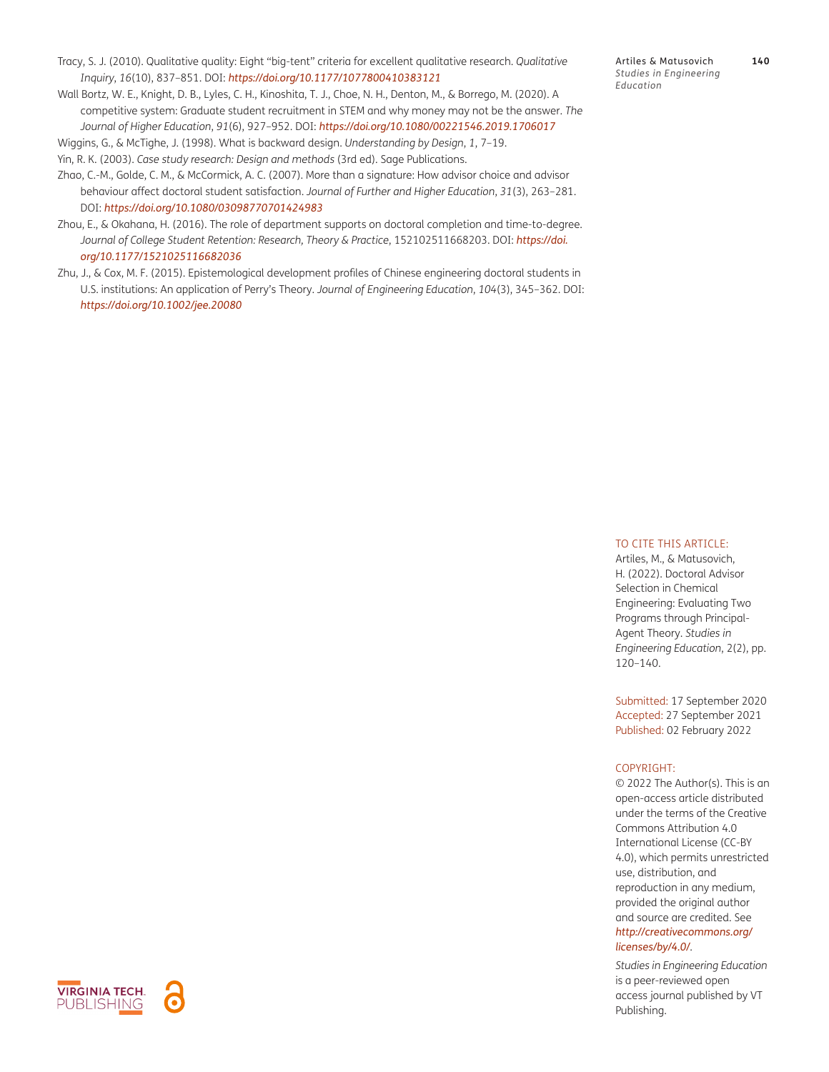Tracy, S. J. (2010). Qualitative quality: Eight "big-tent" criteria for excellent qualitative research. *Qualitative Inquiry*, *16*(10), 837–851. DOI: *https://doi.org/10.1177/1077800410383121*

Wall Bortz, W. E., Knight, D. B., Lyles, C. H., Kinoshita, T. J., Choe, N. H., Denton, M., & Borrego, M. (2020). A competitive system: Graduate student recruitment in STEM and why money may not be the answer. *The Journal of Higher Education*, *91*(6), 927–952. DOI: *https://doi.org/10.1080/00221546.2019.1706017*

Wiggins, G., & McTighe, J. (1998). What is backward design. *Understanding by Design*, *1*, 7–19.

Yin, R. K. (2003). *Case study research: Design and methods* (3rd ed). Sage Publications.

Zhao, C.-M., Golde, C. M., & McCormick, A. C. (2007). More than a signature: How advisor choice and advisor behaviour affect doctoral student satisfaction. *Journal of Further and Higher Education*, *31*(3), 263–281. DOI: *https://doi.org/10.1080/03098770701424983*

Zhou, E., & Okahana, H. (2016). The role of department supports on doctoral completion and time-to-degree. *Journal of College Student Retention: Research, Theory & Practice*, 152102511668203. DOI: *https://doi.org/10.1177/1521025116682036*

Zhu, J., & Cox, M. F. (2015). Epistemological development profiles of Chinese engineering doctoral students in U.S. institutions: An application of Perry's Theory. *Journal of Engineering Education*, *104*(3), 345–362. DOI: *https://doi.org/10.1002/jee.20080*

TO CITE THIS ARTICLE:

Artiles, M., & Matusovich, H. (2022). Doctoral Advisor Selection in Chemical Engineering: Evaluating Two Programs through Principal-Agent Theory. *Studies in Engineering Education*, 2(2), pp. 120–140.

Submitted: 17 September 2020
Accepted: 27 September 2021
Published: 02 February 2022

COPYRIGHT:

© 2022 The Author(s). This is an open-access article distributed under the terms of the Creative Commons Attribution 4.0 International License (CC-BY 4.0), which permits unrestricted use, distribution, and reproduction in any medium, provided the original author and source are credited. See *http://creativecommons.org/licenses/by/4.0/*.

*Studies in Engineering Education* is a peer-reviewed open access journal published by VT Publishing.